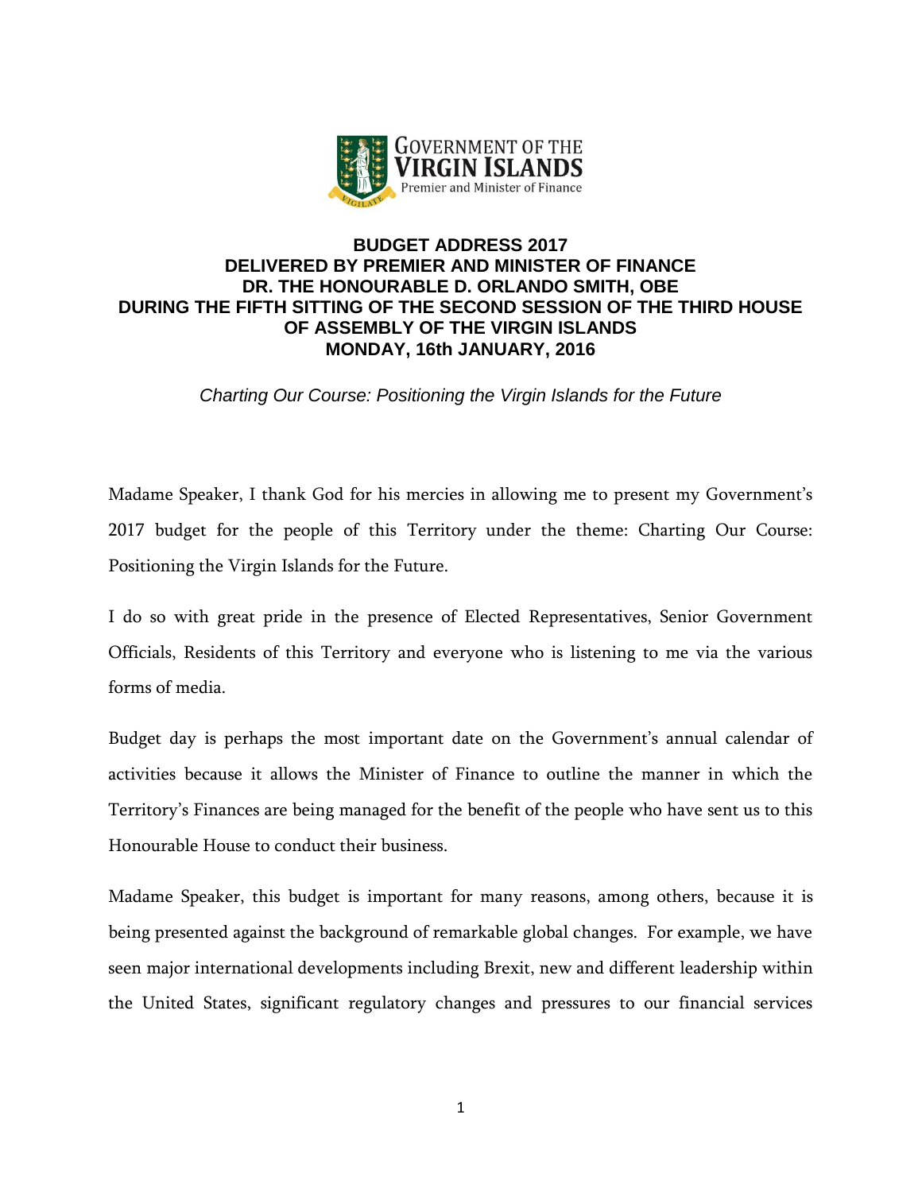GOVERNMENT OF THE VIRGIN ISLANDS
Premier and Minister of Finance

# BUDGET ADDRESS 2017
## DELIVERED BY PREMIER AND MINISTER OF FINANCE
## DR. THE HONOURABLE D. ORLANDO SMITH, OBE
## DURING THE FIFTH SITTING OF THE SECOND SESSION OF THE THIRD HOUSE OF ASSEMBLY OF THE VIRGIN ISLANDS
## MONDAY, 16th JANUARY, 2016

*Charting Our Course: Positioning the Virgin Islands for the Future*

Madame Speaker, I thank God for his mercies in allowing me to present my Government's 2017 budget for the people of this Territory under the theme: Charting Our Course: Positioning the Virgin Islands for the Future.

I do so with great pride in the presence of Elected Representatives, Senior Government Officials, Residents of this Territory and everyone who is listening to me via the various forms of media.

Budget day is perhaps the most important date on the Government's annual calendar of activities because it allows the Minister of Finance to outline the manner in which the Territory's Finances are being managed for the benefit of the people who have sent us to this Honourable House to conduct their business.

Madame Speaker, this budget is important for many reasons, among others, because it is being presented against the background of remarkable global changes. For example, we have seen major international developments including Brexit, new and different leadership within the United States, significant regulatory changes and pressures to our financial services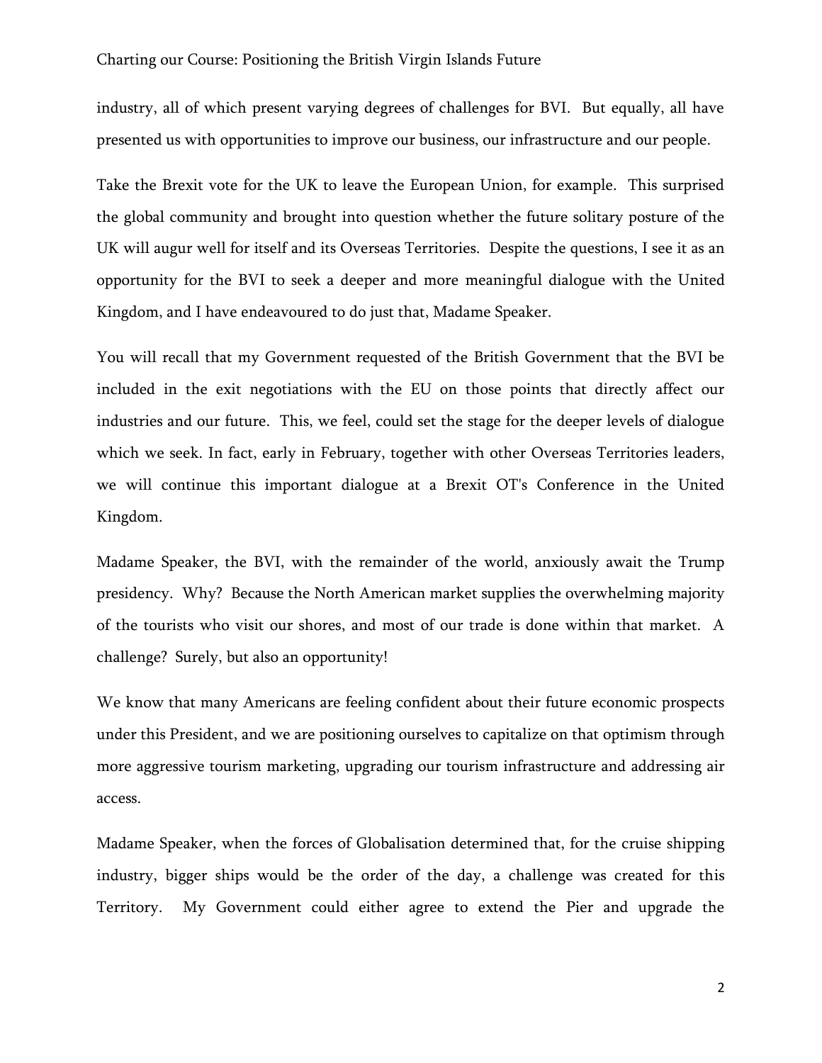industry, all of which present varying degrees of challenges for BVI. But equally, all have presented us with opportunities to improve our business, our infrastructure and our people.

Take the Brexit vote for the UK to leave the European Union, for example. This surprised the global community and brought into question whether the future solitary posture of the UK will augur well for itself and its Overseas Territories. Despite the questions, I see it as an opportunity for the BVI to seek a deeper and more meaningful dialogue with the United Kingdom, and I have endeavoured to do just that, Madame Speaker.

You will recall that my Government requested of the British Government that the BVI be included in the exit negotiations with the EU on those points that directly affect our industries and our future. This, we feel, could set the stage for the deeper levels of dialogue which we seek. In fact, early in February, together with other Overseas Territories leaders, we will continue this important dialogue at a Brexit OT's Conference in the United Kingdom.

Madame Speaker, the BVI, with the remainder of the world, anxiously await the Trump presidency. Why? Because the North American market supplies the overwhelming majority of the tourists who visit our shores, and most of our trade is done within that market. A challenge? Surely, but also an opportunity!

We know that many Americans are feeling confident about their future economic prospects under this President, and we are positioning ourselves to capitalize on that optimism through more aggressive tourism marketing, upgrading our tourism infrastructure and addressing air access.

Madame Speaker, when the forces of Globalisation determined that, for the cruise shipping industry, bigger ships would be the order of the day, a challenge was created for this Territory. My Government could either agree to extend the Pier and upgrade the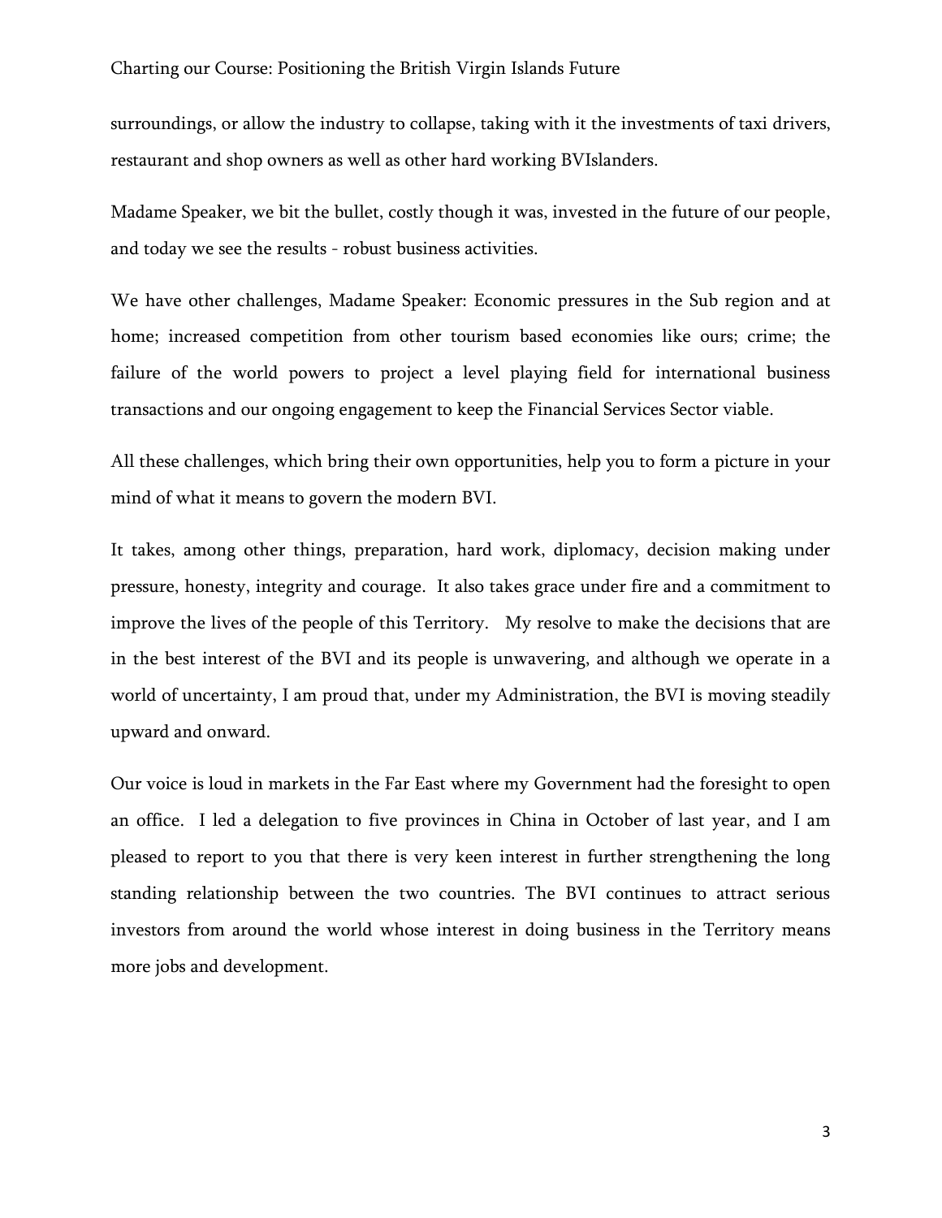surroundings, or allow the industry to collapse, taking with it the investments of taxi drivers, restaurant and shop owners as well as other hard working BVIslanders.

Madame Speaker, we bit the bullet, costly though it was, invested in the future of our people, and today we see the results - robust business activities.

We have other challenges, Madame Speaker: Economic pressures in the Sub region and at home; increased competition from other tourism based economies like ours; crime; the failure of the world powers to project a level playing field for international business transactions and our ongoing engagement to keep the Financial Services Sector viable.

All these challenges, which bring their own opportunities, help you to form a picture in your mind of what it means to govern the modern BVI.

It takes, among other things, preparation, hard work, diplomacy, decision making under pressure, honesty, integrity and courage. It also takes grace under fire and a commitment to improve the lives of the people of this Territory. My resolve to make the decisions that are in the best interest of the BVI and its people is unwavering, and although we operate in a world of uncertainty, I am proud that, under my Administration, the BVI is moving steadily upward and onward.

Our voice is loud in markets in the Far East where my Government had the foresight to open an office. I led a delegation to five provinces in China in October of last year, and I am pleased to report to you that there is very keen interest in further strengthening the long standing relationship between the two countries. The BVI continues to attract serious investors from around the world whose interest in doing business in the Territory means more jobs and development.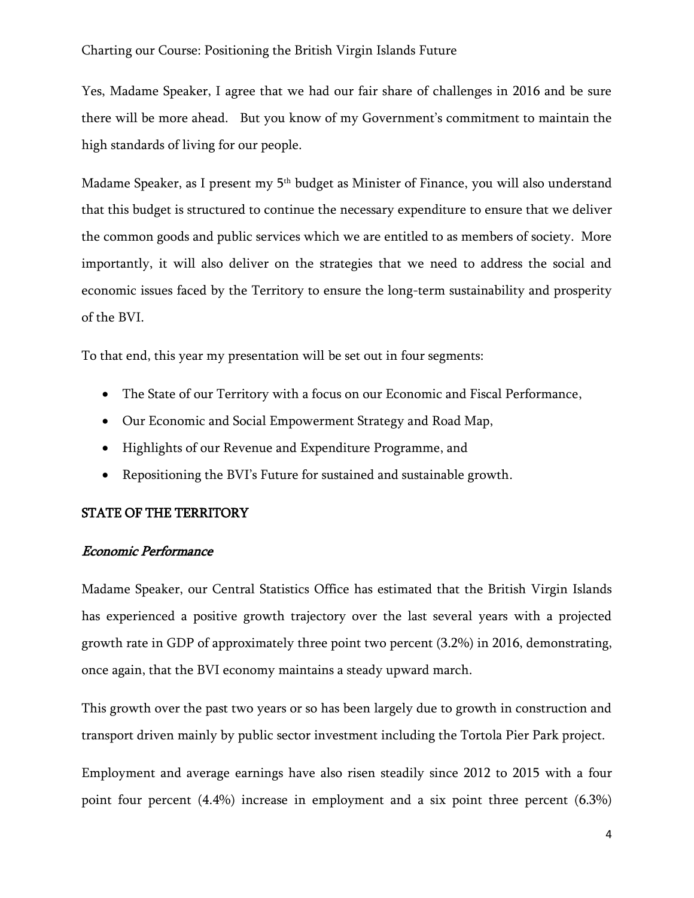Yes, Madame Speaker, I agree that we had our fair share of challenges in 2016 and be sure there will be more ahead. But you know of my Government's commitment to maintain the high standards of living for our people.

Madame Speaker, as I present my 5th budget as Minister of Finance, you will also understand that this budget is structured to continue the necessary expenditure to ensure that we deliver the common goods and public services which we are entitled to as members of society. More importantly, it will also deliver on the strategies that we need to address the social and economic issues faced by the Territory to ensure the long-term sustainability and prosperity of the BVI.

To that end, this year my presentation will be set out in four segments:

- The State of our Territory with a focus on our Economic and Fiscal Performance,
- Our Economic and Social Empowerment Strategy and Road Map,
- Highlights of our Revenue and Expenditure Programme, and
- Repositioning the BVI's Future for sustained and sustainable growth.

## STATE OF THE TERRITORY

### *Economic Performance*

Madame Speaker, our Central Statistics Office has estimated that the British Virgin Islands has experienced a positive growth trajectory over the last several years with a projected growth rate in GDP of approximately three point two percent (3.2%) in 2016, demonstrating, once again, that the BVI economy maintains a steady upward march.

This growth over the past two years or so has been largely due to growth in construction and transport driven mainly by public sector investment including the Tortola Pier Park project.

Employment and average earnings have also risen steadily since 2012 to 2015 with a four point four percent (4.4%) increase in employment and a six point three percent (6.3%)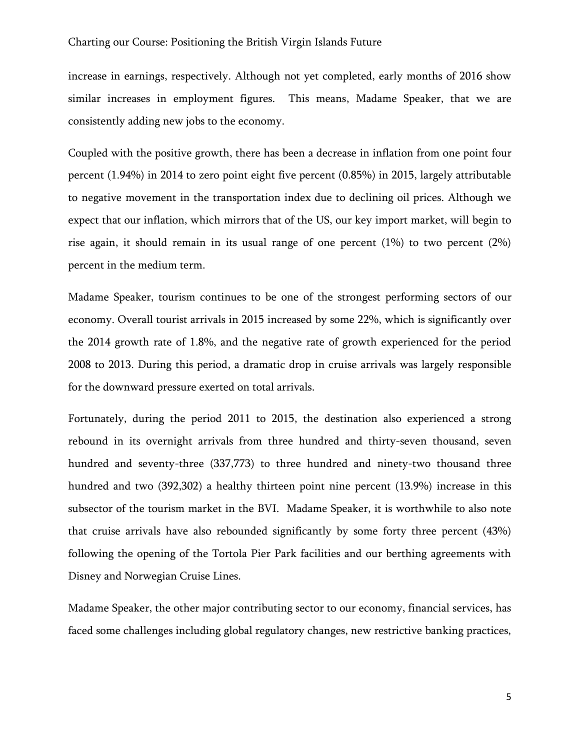increase in earnings, respectively. Although not yet completed, early months of 2016 show similar increases in employment figures. This means, Madame Speaker, that we are consistently adding new jobs to the economy.

Coupled with the positive growth, there has been a decrease in inflation from one point four percent (1.94%) in 2014 to zero point eight five percent (0.85%) in 2015, largely attributable to negative movement in the transportation index due to declining oil prices. Although we expect that our inflation, which mirrors that of the US, our key import market, will begin to rise again, it should remain in its usual range of one percent (1%) to two percent (2%) percent in the medium term.

Madame Speaker, tourism continues to be one of the strongest performing sectors of our economy. Overall tourist arrivals in 2015 increased by some 22%, which is significantly over the 2014 growth rate of 1.8%, and the negative rate of growth experienced for the period 2008 to 2013. During this period, a dramatic drop in cruise arrivals was largely responsible for the downward pressure exerted on total arrivals.

Fortunately, during the period 2011 to 2015, the destination also experienced a strong rebound in its overnight arrivals from three hundred and thirty-seven thousand, seven hundred and seventy-three (337,773) to three hundred and ninety-two thousand three hundred and two (392,302) a healthy thirteen point nine percent (13.9%) increase in this subsector of the tourism market in the BVI. Madame Speaker, it is worthwhile to also note that cruise arrivals have also rebounded significantly by some forty three percent (43%) following the opening of the Tortola Pier Park facilities and our berthing agreements with Disney and Norwegian Cruise Lines.

Madame Speaker, the other major contributing sector to our economy, financial services, has faced some challenges including global regulatory changes, new restrictive banking practices,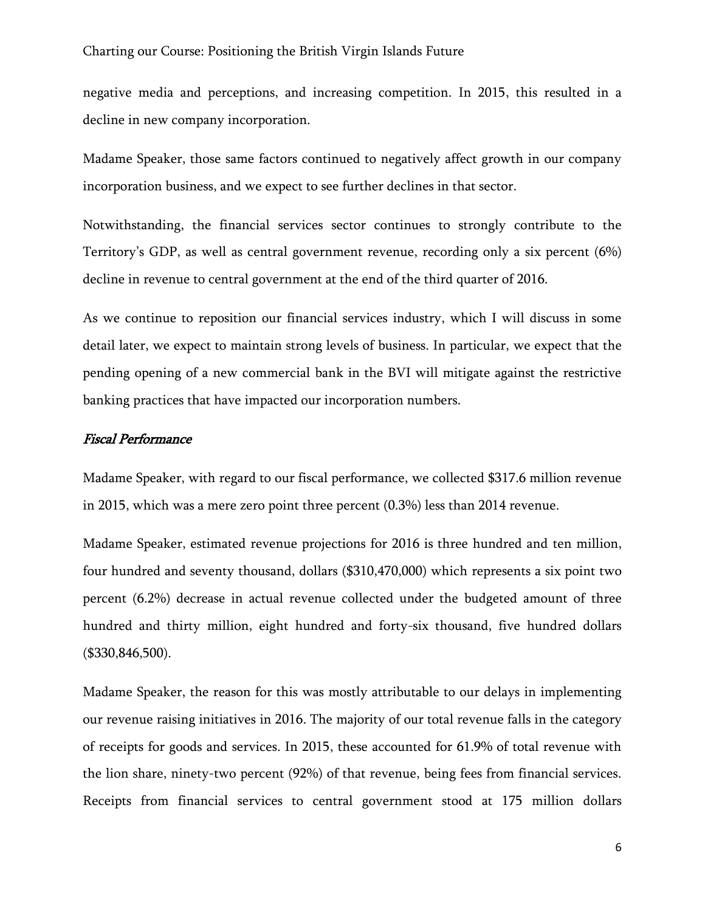negative media and perceptions, and increasing competition. In 2015, this resulted in a decline in new company incorporation.

Madame Speaker, those same factors continued to negatively affect growth in our company incorporation business, and we expect to see further declines in that sector.

Notwithstanding, the financial services sector continues to strongly contribute to the Territory's GDP, as well as central government revenue, recording only a six percent (6%) decline in revenue to central government at the end of the third quarter of 2016.

As we continue to reposition our financial services industry, which I will discuss in some detail later, we expect to maintain strong levels of business. In particular, we expect that the pending opening of a new commercial bank in the BVI will mitigate against the restrictive banking practices that have impacted our incorporation numbers.

### *Fiscal Performance*

Madame Speaker, with regard to our fiscal performance, we collected $317.6 million revenue in 2015, which was a mere zero point three percent (0.3%) less than 2014 revenue.

Madame Speaker, estimated revenue projections for 2016 is three hundred and ten million, four hundred and seventy thousand, dollars ($310,470,000) which represents a six point two percent (6.2%) decrease in actual revenue collected under the budgeted amount of three hundred and thirty million, eight hundred and forty-six thousand, five hundred dollars ($330,846,500).

Madame Speaker, the reason for this was mostly attributable to our delays in implementing our revenue raising initiatives in 2016. The majority of our total revenue falls in the category of receipts for goods and services. In 2015, these accounted for 61.9% of total revenue with the lion share, ninety-two percent (92%) of that revenue, being fees from financial services. Receipts from financial services to central government stood at 175 million dollars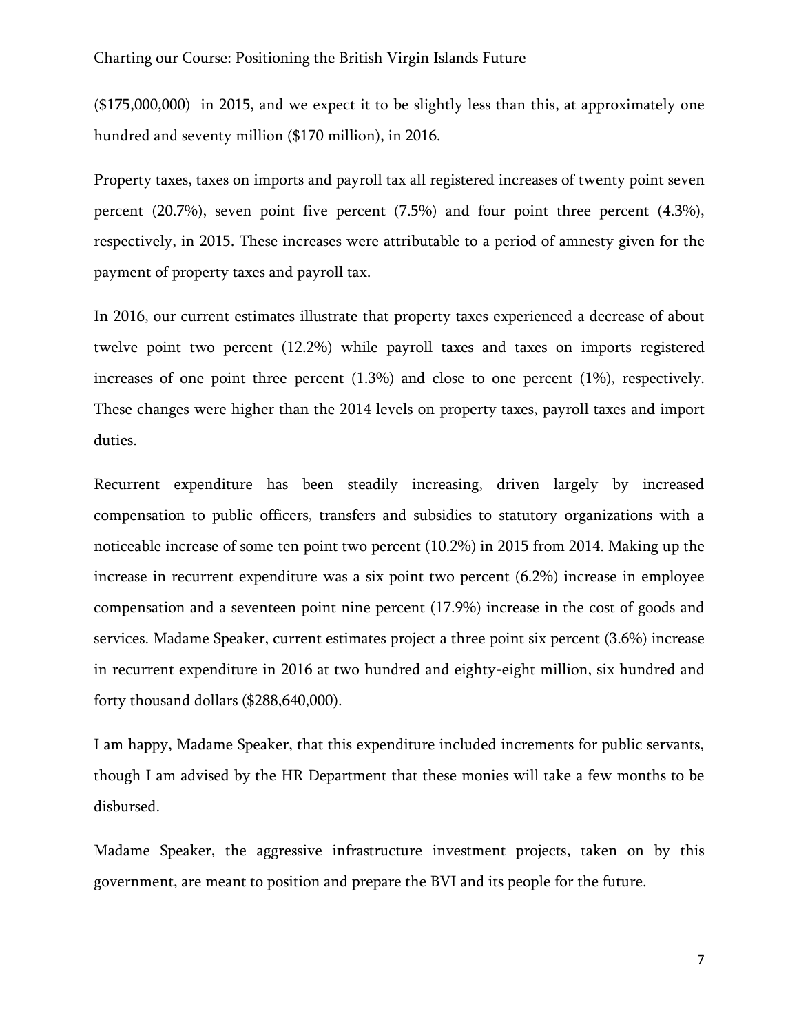($175,000,000) in 2015, and we expect it to be slightly less than this, at approximately one hundred and seventy million ($170 million), in 2016.

Property taxes, taxes on imports and payroll tax all registered increases of twenty point seven percent (20.7%), seven point five percent (7.5%) and four point three percent (4.3%), respectively, in 2015. These increases were attributable to a period of amnesty given for the payment of property taxes and payroll tax.

In 2016, our current estimates illustrate that property taxes experienced a decrease of about twelve point two percent (12.2%) while payroll taxes and taxes on imports registered increases of one point three percent (1.3%) and close to one percent (1%), respectively. These changes were higher than the 2014 levels on property taxes, payroll taxes and import duties.

Recurrent expenditure has been steadily increasing, driven largely by increased compensation to public officers, transfers and subsidies to statutory organizations with a noticeable increase of some ten point two percent (10.2%) in 2015 from 2014. Making up the increase in recurrent expenditure was a six point two percent (6.2%) increase in employee compensation and a seventeen point nine percent (17.9%) increase in the cost of goods and services. Madame Speaker, current estimates project a three point six percent (3.6%) increase in recurrent expenditure in 2016 at two hundred and eighty-eight million, six hundred and forty thousand dollars ($288,640,000).

I am happy, Madame Speaker, that this expenditure included increments for public servants, though I am advised by the HR Department that these monies will take a few months to be disbursed.

Madame Speaker, the aggressive infrastructure investment projects, taken on by this government, are meant to position and prepare the BVI and its people for the future.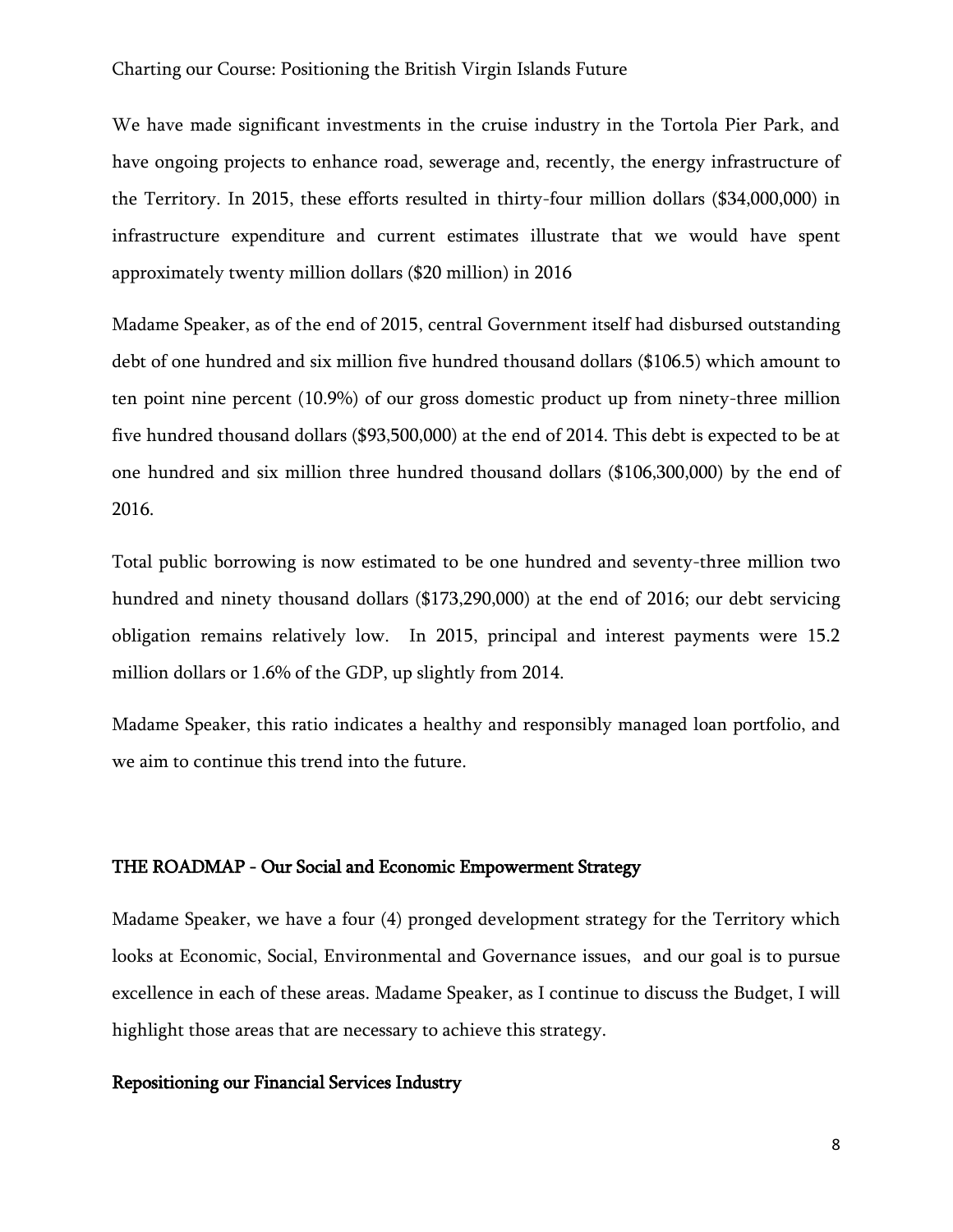We have made significant investments in the cruise industry in the Tortola Pier Park, and have ongoing projects to enhance road, sewerage and, recently, the energy infrastructure of the Territory. In 2015, these efforts resulted in thirty-four million dollars ($34,000,000) in infrastructure expenditure and current estimates illustrate that we would have spent approximately twenty million dollars ($20 million) in 2016

Madame Speaker, as of the end of 2015, central Government itself had disbursed outstanding debt of one hundred and six million five hundred thousand dollars ($106.5) which amount to ten point nine percent (10.9%) of our gross domestic product up from ninety-three million five hundred thousand dollars ($93,500,000) at the end of 2014. This debt is expected to be at one hundred and six million three hundred thousand dollars ($106,300,000) by the end of 2016.

Total public borrowing is now estimated to be one hundred and seventy-three million two hundred and ninety thousand dollars ($173,290,000) at the end of 2016; our debt servicing obligation remains relatively low. In 2015, principal and interest payments were 15.2 million dollars or 1.6% of the GDP, up slightly from 2014.

Madame Speaker, this ratio indicates a healthy and responsibly managed loan portfolio, and we aim to continue this trend into the future.

## THE ROADMAP - Our Social and Economic Empowerment Strategy

Madame Speaker, we have a four (4) pronged development strategy for the Territory which looks at Economic, Social, Environmental and Governance issues, and our goal is to pursue excellence in each of these areas. Madame Speaker, as I continue to discuss the Budget, I will highlight those areas that are necessary to achieve this strategy.

### Repositioning our Financial Services Industry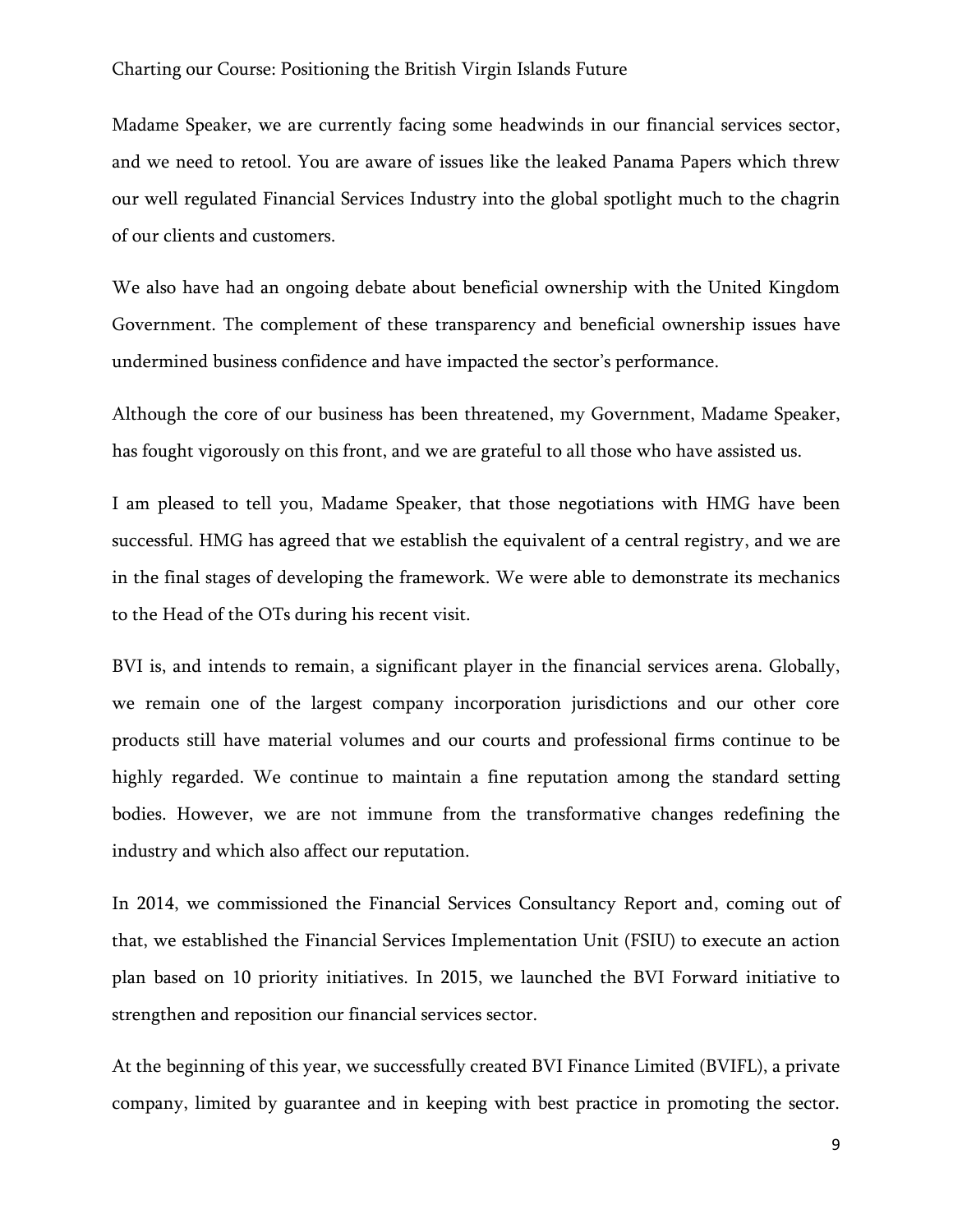Madame Speaker, we are currently facing some headwinds in our financial services sector, and we need to retool. You are aware of issues like the leaked Panama Papers which threw our well regulated Financial Services Industry into the global spotlight much to the chagrin of our clients and customers.

We also have had an ongoing debate about beneficial ownership with the United Kingdom Government. The complement of these transparency and beneficial ownership issues have undermined business confidence and have impacted the sector's performance.

Although the core of our business has been threatened, my Government, Madame Speaker, has fought vigorously on this front, and we are grateful to all those who have assisted us.

I am pleased to tell you, Madame Speaker, that those negotiations with HMG have been successful. HMG has agreed that we establish the equivalent of a central registry, and we are in the final stages of developing the framework. We were able to demonstrate its mechanics to the Head of the OTs during his recent visit.

BVI is, and intends to remain, a significant player in the financial services arena. Globally, we remain one of the largest company incorporation jurisdictions and our other core products still have material volumes and our courts and professional firms continue to be highly regarded. We continue to maintain a fine reputation among the standard setting bodies. However, we are not immune from the transformative changes redefining the industry and which also affect our reputation.

In 2014, we commissioned the Financial Services Consultancy Report and, coming out of that, we established the Financial Services Implementation Unit (FSIU) to execute an action plan based on 10 priority initiatives. In 2015, we launched the BVI Forward initiative to strengthen and reposition our financial services sector.

At the beginning of this year, we successfully created BVI Finance Limited (BVIFL), a private company, limited by guarantee and in keeping with best practice in promoting the sector.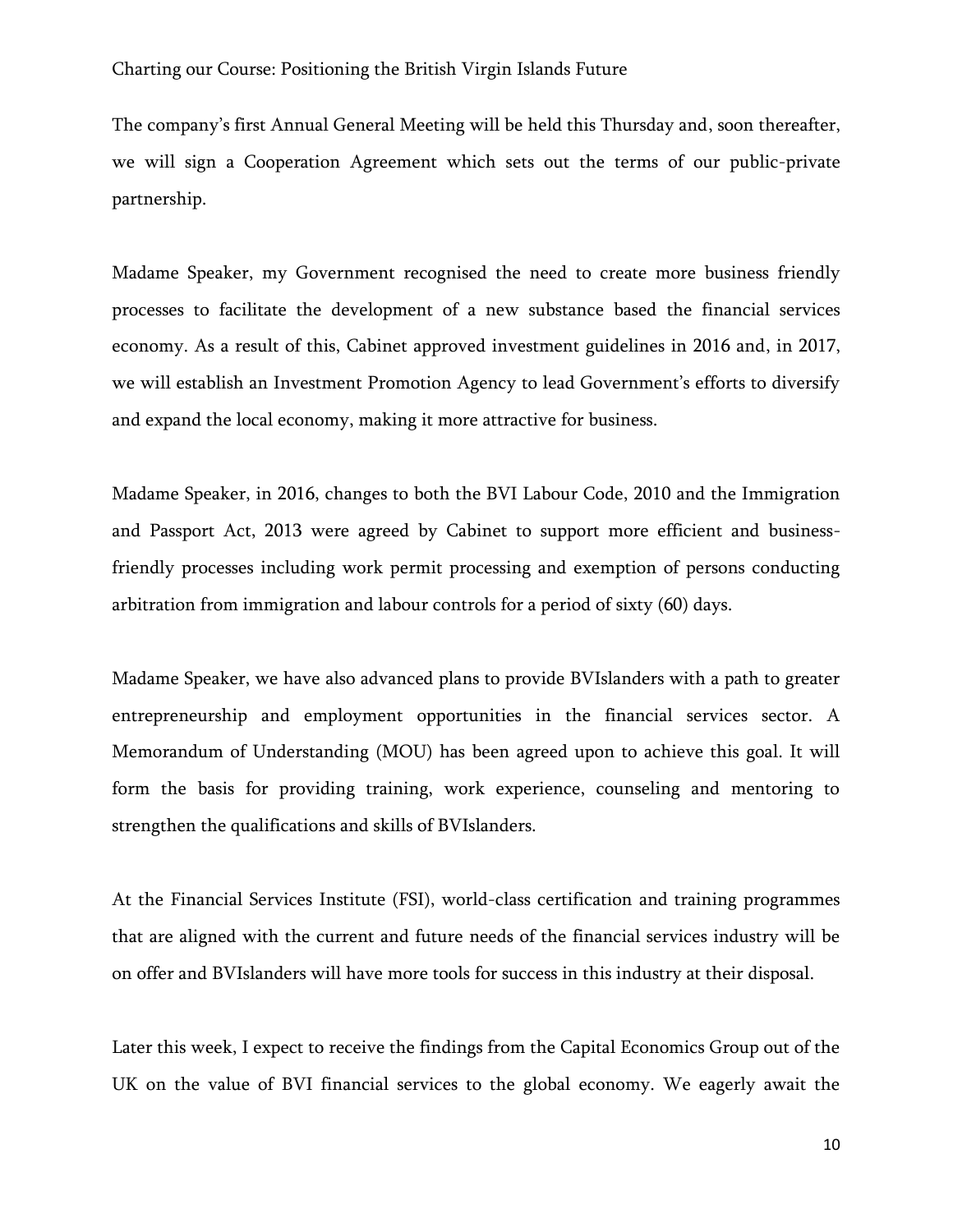The company's first Annual General Meeting will be held this Thursday and, soon thereafter, we will sign a Cooperation Agreement which sets out the terms of our public-private partnership.

Madame Speaker, my Government recognised the need to create more business friendly processes to facilitate the development of a new substance based the financial services economy. As a result of this, Cabinet approved investment guidelines in 2016 and, in 2017, we will establish an Investment Promotion Agency to lead Government's efforts to diversify and expand the local economy, making it more attractive for business.

Madame Speaker, in 2016, changes to both the BVI Labour Code, 2010 and the Immigration and Passport Act, 2013 were agreed by Cabinet to support more efficient and business-friendly processes including work permit processing and exemption of persons conducting arbitration from immigration and labour controls for a period of sixty (60) days.

Madame Speaker, we have also advanced plans to provide BVIslanders with a path to greater entrepreneurship and employment opportunities in the financial services sector. A Memorandum of Understanding (MOU) has been agreed upon to achieve this goal. It will form the basis for providing training, work experience, counseling and mentoring to strengthen the qualifications and skills of BVIslanders.

At the Financial Services Institute (FSI), world-class certification and training programmes that are aligned with the current and future needs of the financial services industry will be on offer and BVIslanders will have more tools for success in this industry at their disposal.

Later this week, I expect to receive the findings from the Capital Economics Group out of the UK on the value of BVI financial services to the global economy. We eagerly await the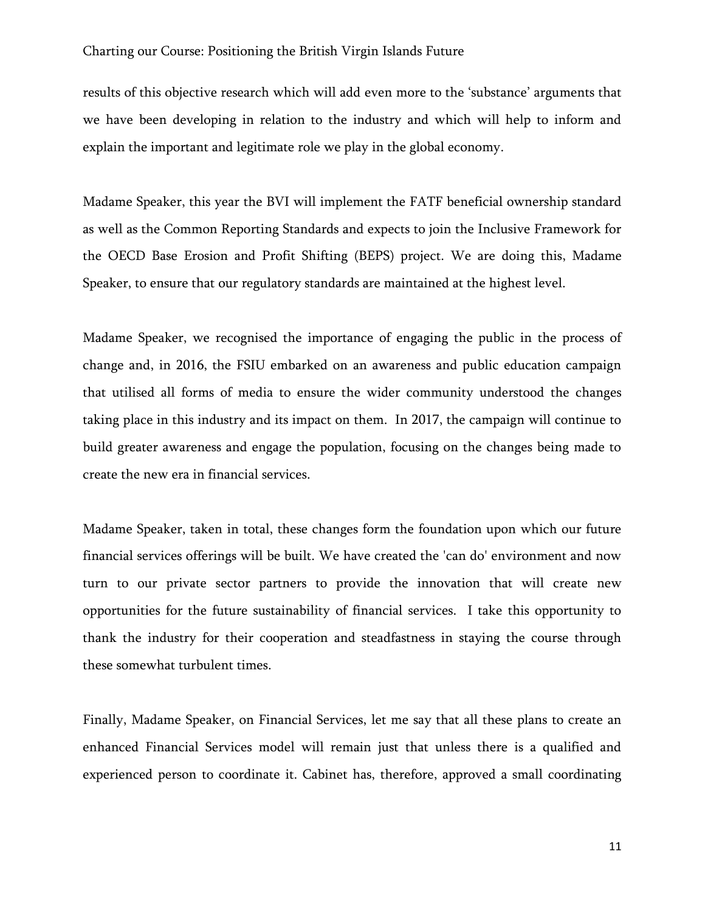results of this objective research which will add even more to the 'substance' arguments that we have been developing in relation to the industry and which will help to inform and explain the important and legitimate role we play in the global economy.

Madame Speaker, this year the BVI will implement the FATF beneficial ownership standard as well as the Common Reporting Standards and expects to join the Inclusive Framework for the OECD Base Erosion and Profit Shifting (BEPS) project. We are doing this, Madame Speaker, to ensure that our regulatory standards are maintained at the highest level.

Madame Speaker, we recognised the importance of engaging the public in the process of change and, in 2016, the FSIU embarked on an awareness and public education campaign that utilised all forms of media to ensure the wider community understood the changes taking place in this industry and its impact on them. In 2017, the campaign will continue to build greater awareness and engage the population, focusing on the changes being made to create the new era in financial services.

Madame Speaker, taken in total, these changes form the foundation upon which our future financial services offerings will be built. We have created the 'can do' environment and now turn to our private sector partners to provide the innovation that will create new opportunities for the future sustainability of financial services. I take this opportunity to thank the industry for their cooperation and steadfastness in staying the course through these somewhat turbulent times.

Finally, Madame Speaker, on Financial Services, let me say that all these plans to create an enhanced Financial Services model will remain just that unless there is a qualified and experienced person to coordinate it. Cabinet has, therefore, approved a small coordinating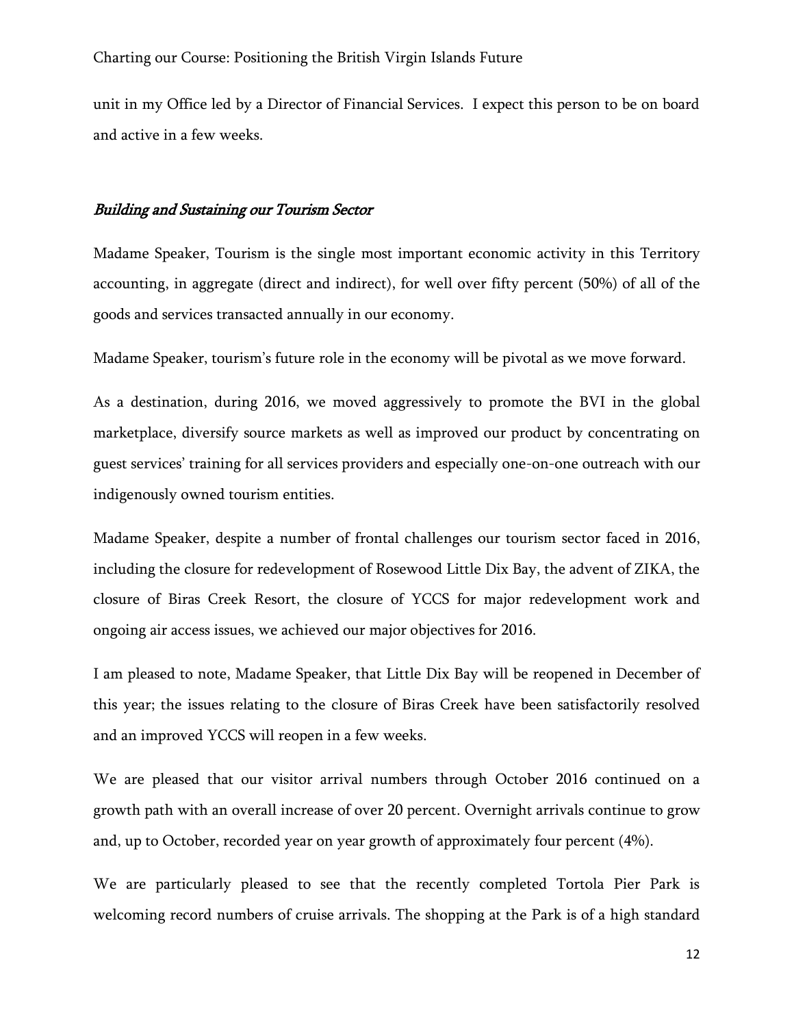unit in my Office led by a Director of Financial Services. I expect this person to be on board and active in a few weeks.

### *Building and Sustaining our Tourism Sector*

Madame Speaker, Tourism is the single most important economic activity in this Territory accounting, in aggregate (direct and indirect), for well over fifty percent (50%) of all of the goods and services transacted annually in our economy.

Madame Speaker, tourism's future role in the economy will be pivotal as we move forward.

As a destination, during 2016, we moved aggressively to promote the BVI in the global marketplace, diversify source markets as well as improved our product by concentrating on guest services' training for all services providers and especially one-on-one outreach with our indigenously owned tourism entities.

Madame Speaker, despite a number of frontal challenges our tourism sector faced in 2016, including the closure for redevelopment of Rosewood Little Dix Bay, the advent of ZIKA, the closure of Biras Creek Resort, the closure of YCCS for major redevelopment work and ongoing air access issues, we achieved our major objectives for 2016.

I am pleased to note, Madame Speaker, that Little Dix Bay will be reopened in December of this year; the issues relating to the closure of Biras Creek have been satisfactorily resolved and an improved YCCS will reopen in a few weeks.

We are pleased that our visitor arrival numbers through October 2016 continued on a growth path with an overall increase of over 20 percent. Overnight arrivals continue to grow and, up to October, recorded year on year growth of approximately four percent (4%).

We are particularly pleased to see that the recently completed Tortola Pier Park is welcoming record numbers of cruise arrivals. The shopping at the Park is of a high standard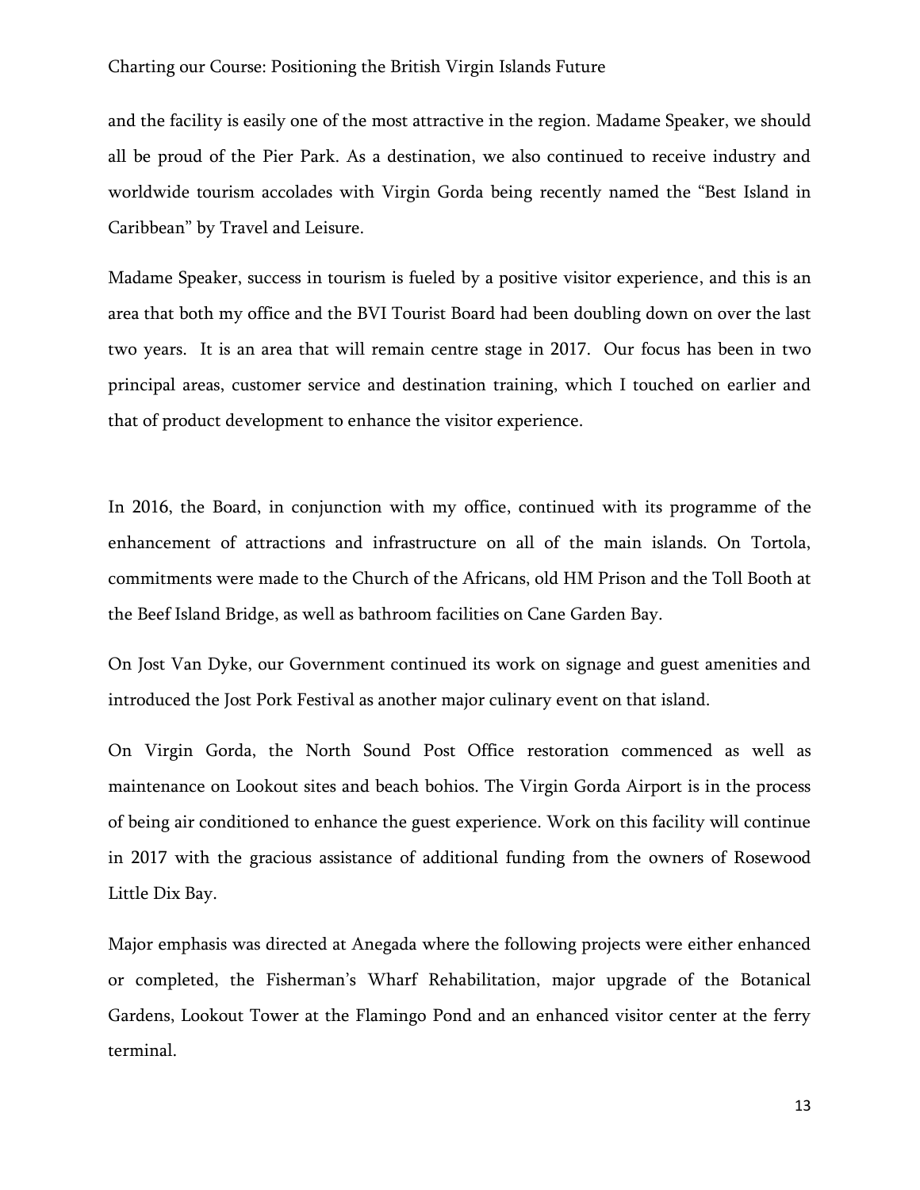and the facility is easily one of the most attractive in the region. Madame Speaker, we should all be proud of the Pier Park. As a destination, we also continued to receive industry and worldwide tourism accolades with Virgin Gorda being recently named the "Best Island in Caribbean" by Travel and Leisure.

Madame Speaker, success in tourism is fueled by a positive visitor experience, and this is an area that both my office and the BVI Tourist Board had been doubling down on over the last two years. It is an area that will remain centre stage in 2017. Our focus has been in two principal areas, customer service and destination training, which I touched on earlier and that of product development to enhance the visitor experience.

In 2016, the Board, in conjunction with my office, continued with its programme of the enhancement of attractions and infrastructure on all of the main islands. On Tortola, commitments were made to the Church of the Africans, old HM Prison and the Toll Booth at the Beef Island Bridge, as well as bathroom facilities on Cane Garden Bay.

On Jost Van Dyke, our Government continued its work on signage and guest amenities and introduced the Jost Pork Festival as another major culinary event on that island.

On Virgin Gorda, the North Sound Post Office restoration commenced as well as maintenance on Lookout sites and beach bohios. The Virgin Gorda Airport is in the process of being air conditioned to enhance the guest experience. Work on this facility will continue in 2017 with the gracious assistance of additional funding from the owners of Rosewood Little Dix Bay.

Major emphasis was directed at Anegada where the following projects were either enhanced or completed, the Fisherman's Wharf Rehabilitation, major upgrade of the Botanical Gardens, Lookout Tower at the Flamingo Pond and an enhanced visitor center at the ferry terminal.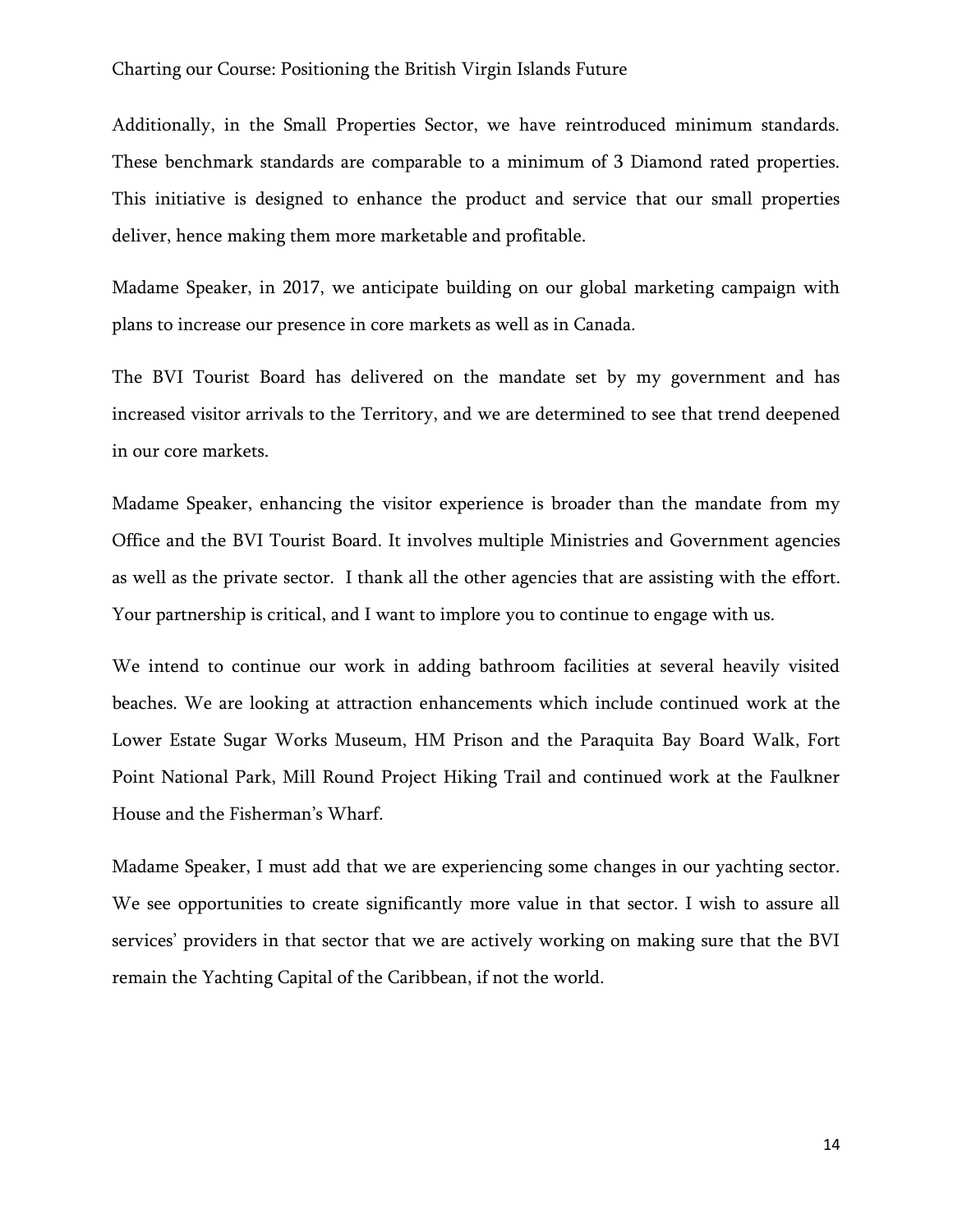Additionally, in the Small Properties Sector, we have reintroduced minimum standards. These benchmark standards are comparable to a minimum of 3 Diamond rated properties. This initiative is designed to enhance the product and service that our small properties deliver, hence making them more marketable and profitable.

Madame Speaker, in 2017, we anticipate building on our global marketing campaign with plans to increase our presence in core markets as well as in Canada.

The BVI Tourist Board has delivered on the mandate set by my government and has increased visitor arrivals to the Territory, and we are determined to see that trend deepened in our core markets.

Madame Speaker, enhancing the visitor experience is broader than the mandate from my Office and the BVI Tourist Board. It involves multiple Ministries and Government agencies as well as the private sector. I thank all the other agencies that are assisting with the effort. Your partnership is critical, and I want to implore you to continue to engage with us.

We intend to continue our work in adding bathroom facilities at several heavily visited beaches. We are looking at attraction enhancements which include continued work at the Lower Estate Sugar Works Museum, HM Prison and the Paraquita Bay Board Walk, Fort Point National Park, Mill Round Project Hiking Trail and continued work at the Faulkner House and the Fisherman's Wharf.

Madame Speaker, I must add that we are experiencing some changes in our yachting sector. We see opportunities to create significantly more value in that sector. I wish to assure all services' providers in that sector that we are actively working on making sure that the BVI remain the Yachting Capital of the Caribbean, if not the world.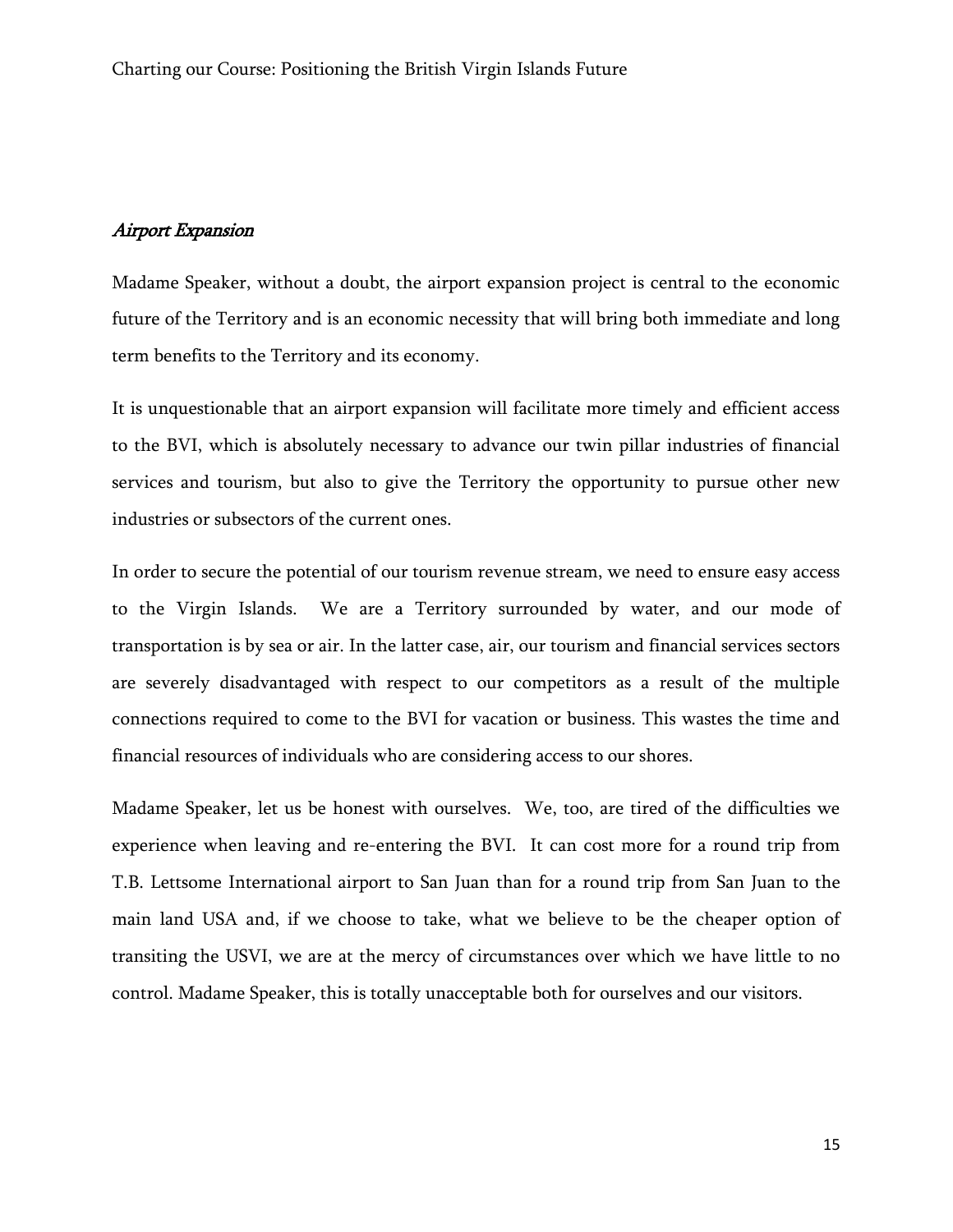## *Airport Expansion*

Madame Speaker, without a doubt, the airport expansion project is central to the economic future of the Territory and is an economic necessity that will bring both immediate and long term benefits to the Territory and its economy.

It is unquestionable that an airport expansion will facilitate more timely and efficient access to the BVI, which is absolutely necessary to advance our twin pillar industries of financial services and tourism, but also to give the Territory the opportunity to pursue other new industries or subsectors of the current ones.

In order to secure the potential of our tourism revenue stream, we need to ensure easy access to the Virgin Islands. We are a Territory surrounded by water, and our mode of transportation is by sea or air. In the latter case, air, our tourism and financial services sectors are severely disadvantaged with respect to our competitors as a result of the multiple connections required to come to the BVI for vacation or business. This wastes the time and financial resources of individuals who are considering access to our shores.

Madame Speaker, let us be honest with ourselves. We, too, are tired of the difficulties we experience when leaving and re-entering the BVI. It can cost more for a round trip from T.B. Lettsome International airport to San Juan than for a round trip from San Juan to the main land USA and, if we choose to take, what we believe to be the cheaper option of transiting the USVI, we are at the mercy of circumstances over which we have little to no control. Madame Speaker, this is totally unacceptable both for ourselves and our visitors.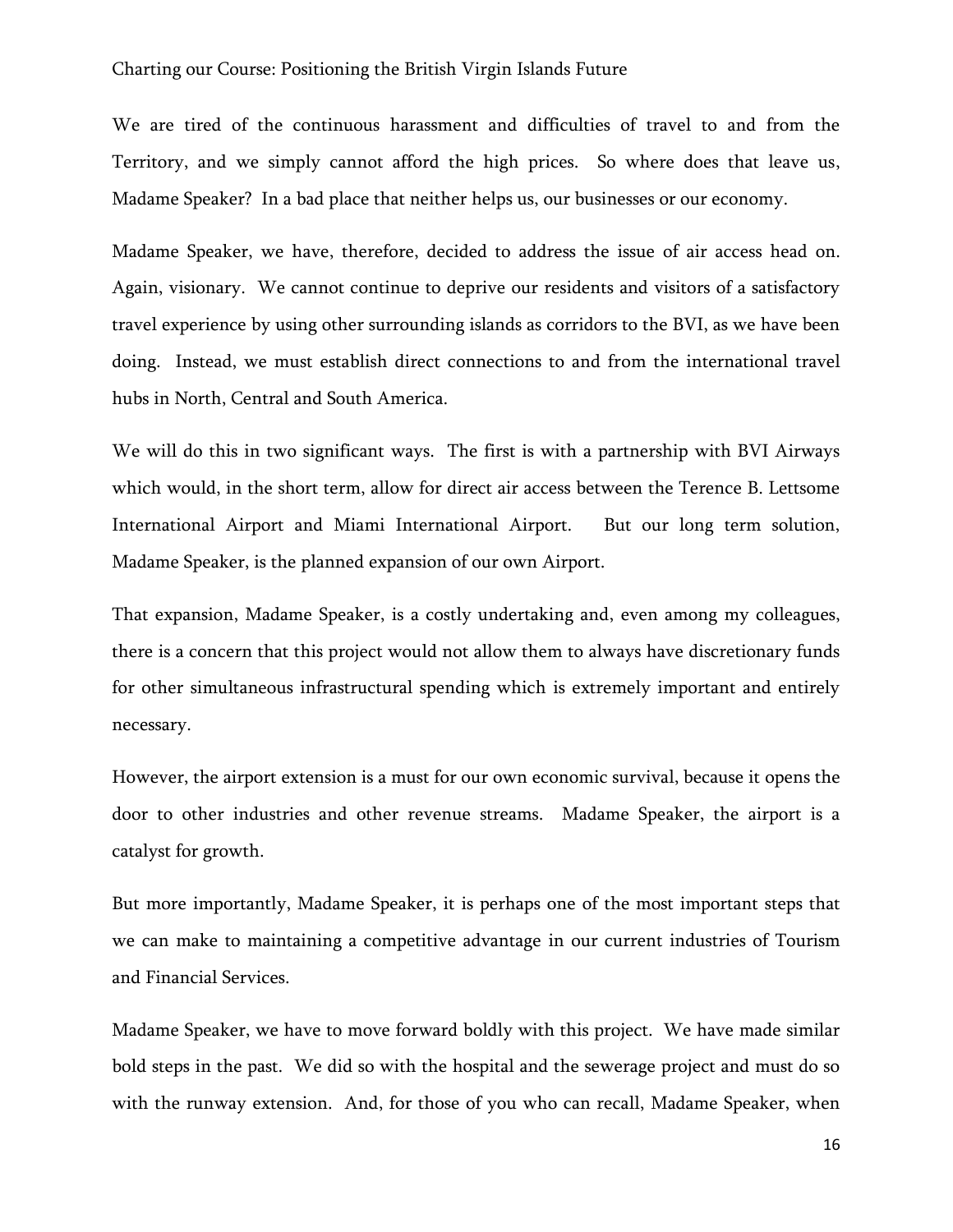We are tired of the continuous harassment and difficulties of travel to and from the Territory, and we simply cannot afford the high prices. So where does that leave us, Madame Speaker? In a bad place that neither helps us, our businesses or our economy.

Madame Speaker, we have, therefore, decided to address the issue of air access head on. Again, visionary. We cannot continue to deprive our residents and visitors of a satisfactory travel experience by using other surrounding islands as corridors to the BVI, as we have been doing. Instead, we must establish direct connections to and from the international travel hubs in North, Central and South America.

We will do this in two significant ways. The first is with a partnership with BVI Airways which would, in the short term, allow for direct air access between the Terence B. Lettsome International Airport and Miami International Airport. But our long term solution, Madame Speaker, is the planned expansion of our own Airport.

That expansion, Madame Speaker, is a costly undertaking and, even among my colleagues, there is a concern that this project would not allow them to always have discretionary funds for other simultaneous infrastructural spending which is extremely important and entirely necessary.

However, the airport extension is a must for our own economic survival, because it opens the door to other industries and other revenue streams. Madame Speaker, the airport is a catalyst for growth.

But more importantly, Madame Speaker, it is perhaps one of the most important steps that we can make to maintaining a competitive advantage in our current industries of Tourism and Financial Services.

Madame Speaker, we have to move forward boldly with this project. We have made similar bold steps in the past. We did so with the hospital and the sewerage project and must do so with the runway extension. And, for those of you who can recall, Madame Speaker, when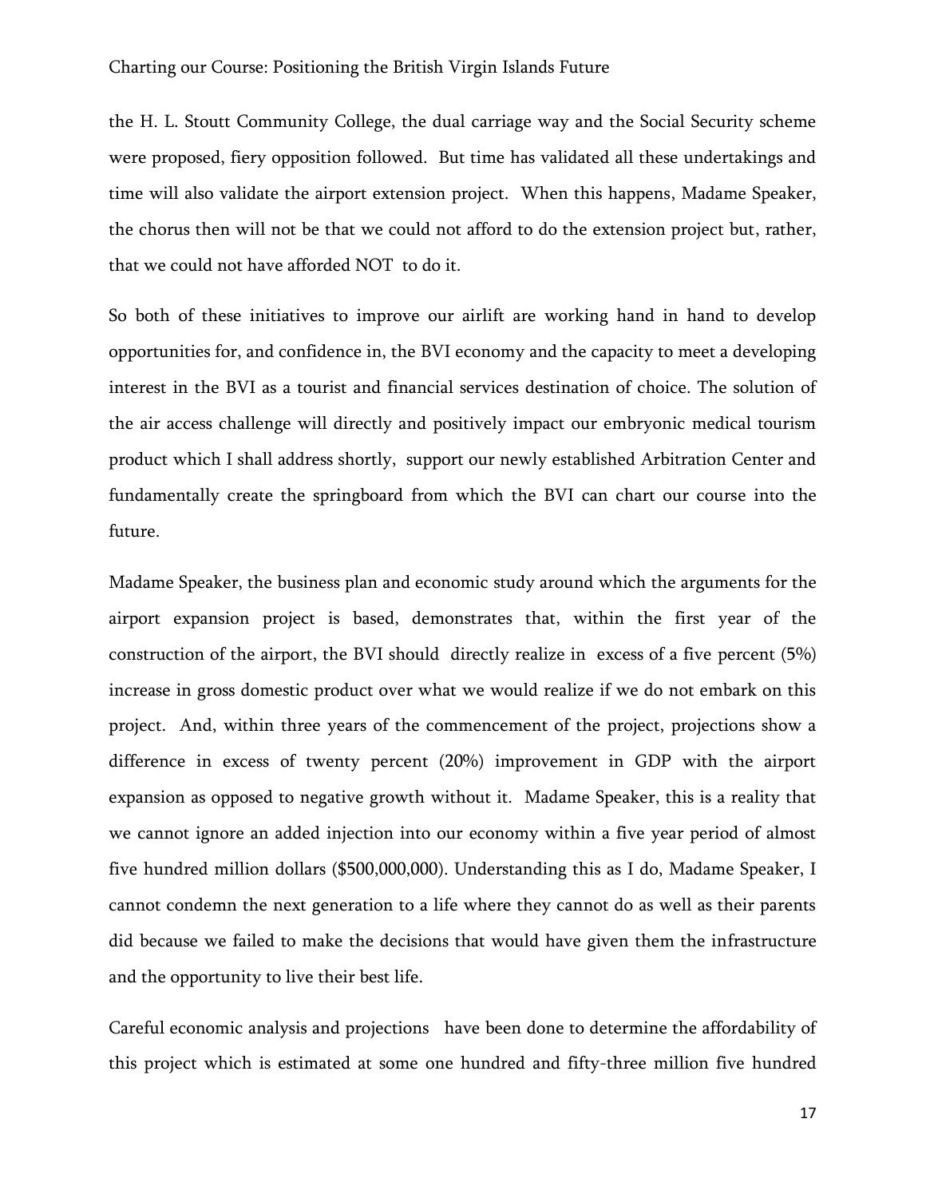the H. L. Stoutt Community College, the dual carriage way and the Social Security scheme were proposed, fiery opposition followed. But time has validated all these undertakings and time will also validate the airport extension project. When this happens, Madame Speaker, the chorus then will not be that we could not afford to do the extension project but, rather, that we could not have afforded NOT to do it.

So both of these initiatives to improve our airlift are working hand in hand to develop opportunities for, and confidence in, the BVI economy and the capacity to meet a developing interest in the BVI as a tourist and financial services destination of choice. The solution of the air access challenge will directly and positively impact our embryonic medical tourism product which I shall address shortly, support our newly established Arbitration Center and fundamentally create the springboard from which the BVI can chart our course into the future.

Madame Speaker, the business plan and economic study around which the arguments for the airport expansion project is based, demonstrates that, within the first year of the construction of the airport, the BVI should directly realize in excess of a five percent (5%) increase in gross domestic product over what we would realize if we do not embark on this project. And, within three years of the commencement of the project, projections show a difference in excess of twenty percent (20%) improvement in GDP with the airport expansion as opposed to negative growth without it. Madame Speaker, this is a reality that we cannot ignore an added injection into our economy within a five year period of almost five hundred million dollars ($500,000,000). Understanding this as I do, Madame Speaker, I cannot condemn the next generation to a life where they cannot do as well as their parents did because we failed to make the decisions that would have given them the infrastructure and the opportunity to live their best life.

Careful economic analysis and projections have been done to determine the affordability of this project which is estimated at some one hundred and fifty-three million five hundred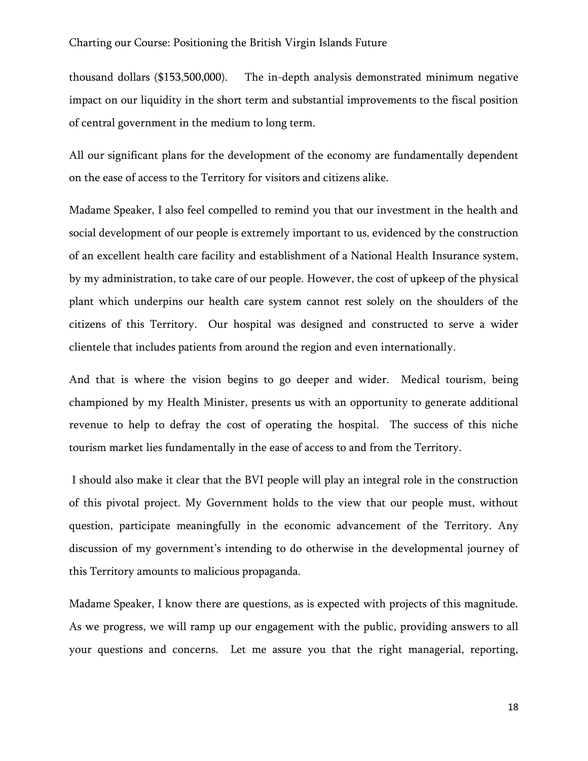thousand dollars ($153,500,000). The in-depth analysis demonstrated minimum negative impact on our liquidity in the short term and substantial improvements to the fiscal position of central government in the medium to long term.

All our significant plans for the development of the economy are fundamentally dependent on the ease of access to the Territory for visitors and citizens alike.

Madame Speaker, I also feel compelled to remind you that our investment in the health and social development of our people is extremely important to us, evidenced by the construction of an excellent health care facility and establishment of a National Health Insurance system, by my administration, to take care of our people. However, the cost of upkeep of the physical plant which underpins our health care system cannot rest solely on the shoulders of the citizens of this Territory. Our hospital was designed and constructed to serve a wider clientele that includes patients from around the region and even internationally.

And that is where the vision begins to go deeper and wider. Medical tourism, being championed by my Health Minister, presents us with an opportunity to generate additional revenue to help to defray the cost of operating the hospital. The success of this niche tourism market lies fundamentally in the ease of access to and from the Territory.

I should also make it clear that the BVI people will play an integral role in the construction of this pivotal project. My Government holds to the view that our people must, without question, participate meaningfully in the economic advancement of the Territory. Any discussion of my government's intending to do otherwise in the developmental journey of this Territory amounts to malicious propaganda.

Madame Speaker, I know there are questions, as is expected with projects of this magnitude. As we progress, we will ramp up our engagement with the public, providing answers to all your questions and concerns. Let me assure you that the right managerial, reporting,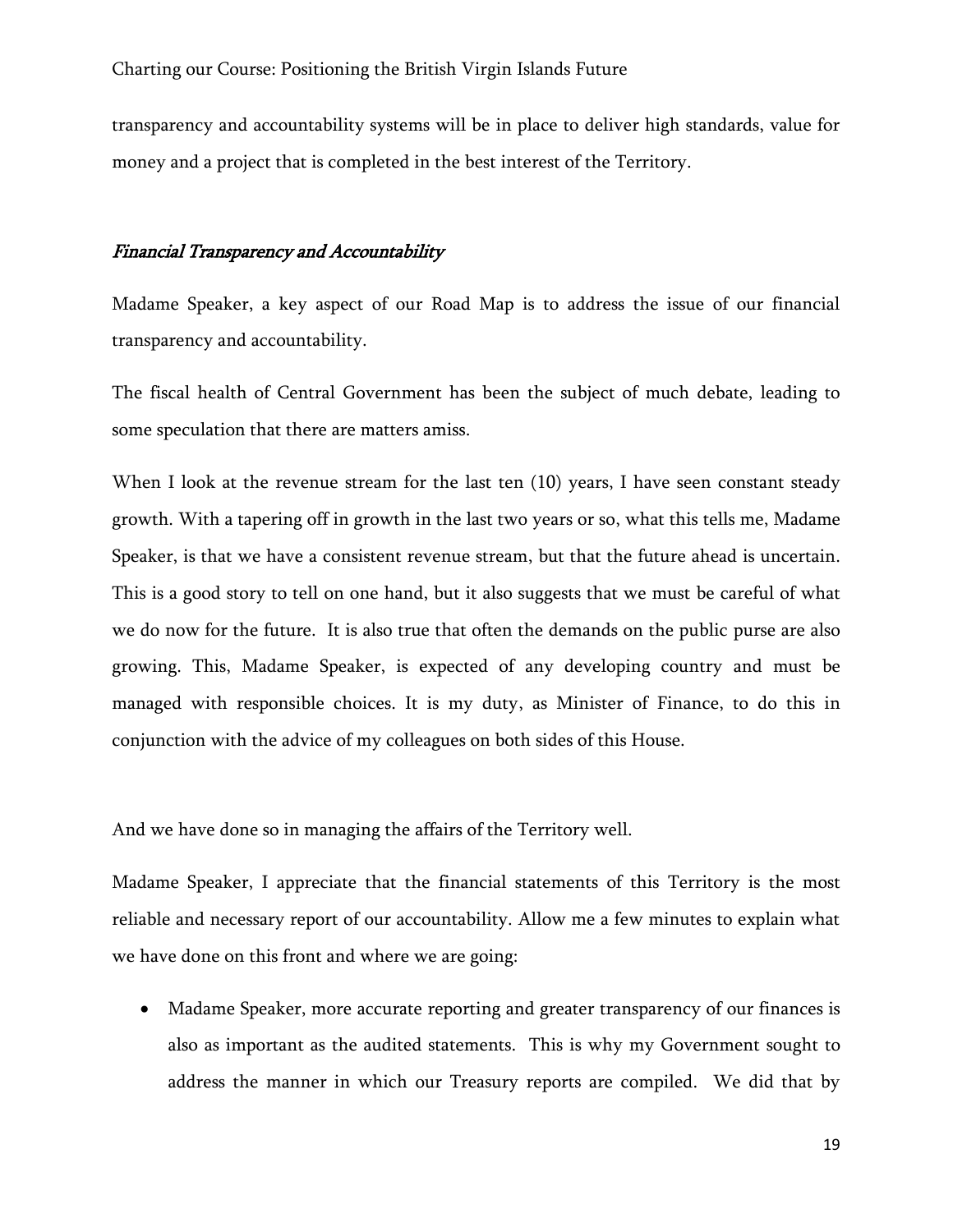transparency and accountability systems will be in place to deliver high standards, value for money and a project that is completed in the best interest of the Territory.

### *Financial Transparency and Accountability*

Madame Speaker, a key aspect of our Road Map is to address the issue of our financial transparency and accountability.

The fiscal health of Central Government has been the subject of much debate, leading to some speculation that there are matters amiss.

When I look at the revenue stream for the last ten (10) years, I have seen constant steady growth. With a tapering off in growth in the last two years or so, what this tells me, Madame Speaker, is that we have a consistent revenue stream, but that the future ahead is uncertain. This is a good story to tell on one hand, but it also suggests that we must be careful of what we do now for the future. It is also true that often the demands on the public purse are also growing. This, Madame Speaker, is expected of any developing country and must be managed with responsible choices. It is my duty, as Minister of Finance, to do this in conjunction with the advice of my colleagues on both sides of this House.

And we have done so in managing the affairs of the Territory well.

Madame Speaker, I appreciate that the financial statements of this Territory is the most reliable and necessary report of our accountability. Allow me a few minutes to explain what we have done on this front and where we are going:

- Madame Speaker, more accurate reporting and greater transparency of our finances is also as important as the audited statements. This is why my Government sought to address the manner in which our Treasury reports are compiled. We did that by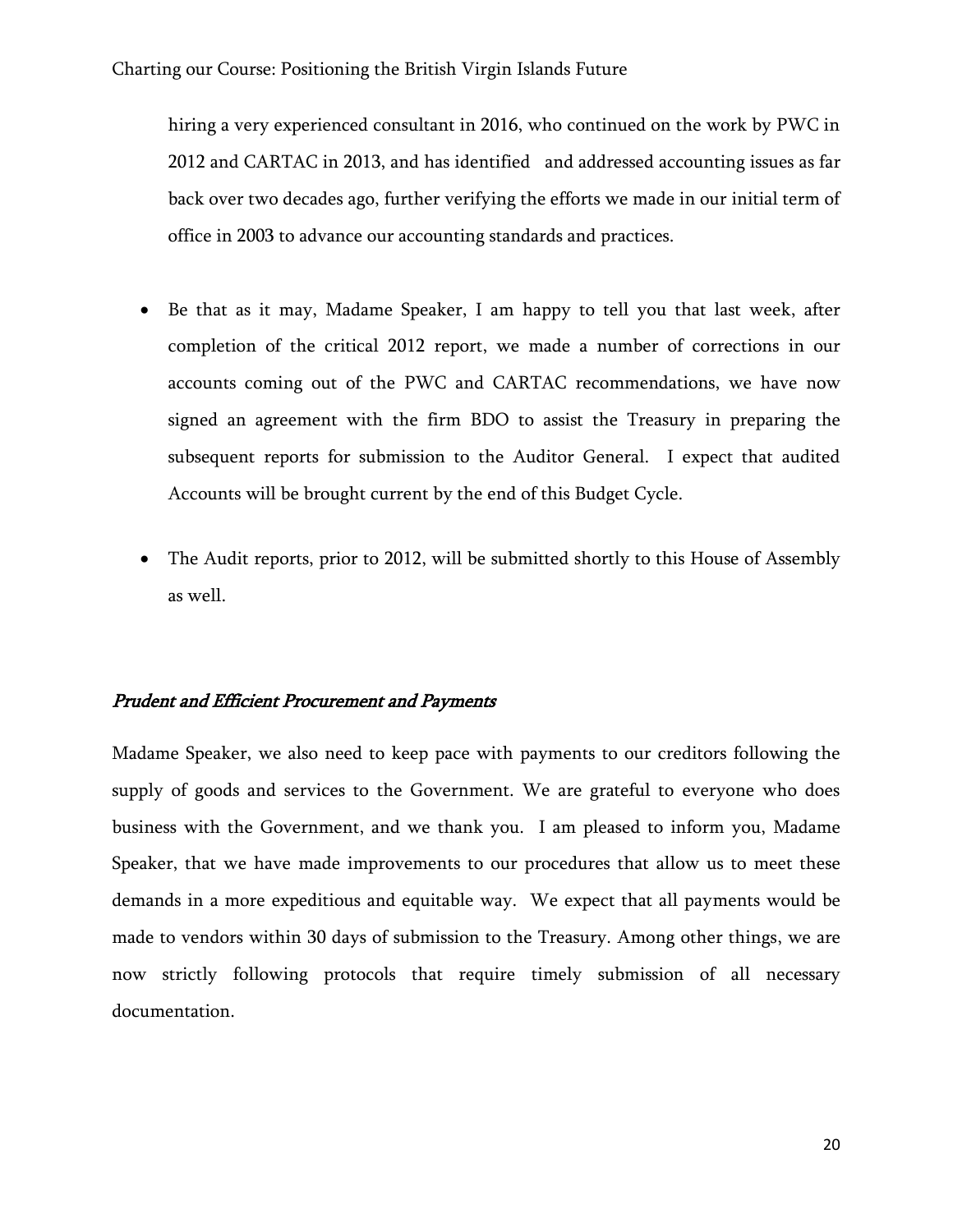hiring a very experienced consultant in 2016, who continued on the work by PWC in 2012 and CARTAC in 2013, and has identified and addressed accounting issues as far back over two decades ago, further verifying the efforts we made in our initial term of office in 2003 to advance our accounting standards and practices.

- Be that as it may, Madame Speaker, I am happy to tell you that last week, after completion of the critical 2012 report, we made a number of corrections in our accounts coming out of the PWC and CARTAC recommendations, we have now signed an agreement with the firm BDO to assist the Treasury in preparing the subsequent reports for submission to the Auditor General. I expect that audited Accounts will be brought current by the end of this Budget Cycle.
- The Audit reports, prior to 2012, will be submitted shortly to this House of Assembly as well.

### *Prudent and Efficient Procurement and Payments*

Madame Speaker, we also need to keep pace with payments to our creditors following the supply of goods and services to the Government. We are grateful to everyone who does business with the Government, and we thank you. I am pleased to inform you, Madame Speaker, that we have made improvements to our procedures that allow us to meet these demands in a more expeditious and equitable way. We expect that all payments would be made to vendors within 30 days of submission to the Treasury. Among other things, we are now strictly following protocols that require timely submission of all necessary documentation.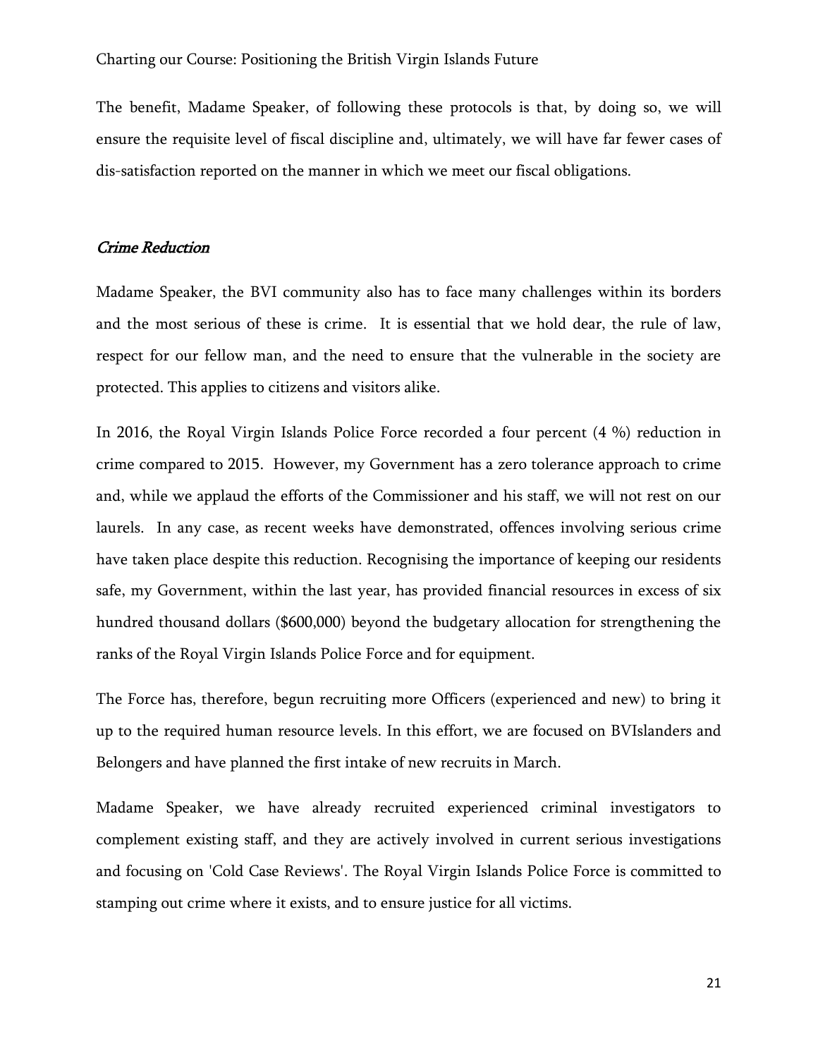The benefit, Madame Speaker, of following these protocols is that, by doing so, we will ensure the requisite level of fiscal discipline and, ultimately, we will have far fewer cases of dis-satisfaction reported on the manner in which we meet our fiscal obligations.

### *Crime Reduction*

Madame Speaker, the BVI community also has to face many challenges within its borders and the most serious of these is crime. It is essential that we hold dear, the rule of law, respect for our fellow man, and the need to ensure that the vulnerable in the society are protected. This applies to citizens and visitors alike.

In 2016, the Royal Virgin Islands Police Force recorded a four percent (4 %) reduction in crime compared to 2015. However, my Government has a zero tolerance approach to crime and, while we applaud the efforts of the Commissioner and his staff, we will not rest on our laurels. In any case, as recent weeks have demonstrated, offences involving serious crime have taken place despite this reduction. Recognising the importance of keeping our residents safe, my Government, within the last year, has provided financial resources in excess of six hundred thousand dollars ($600,000) beyond the budgetary allocation for strengthening the ranks of the Royal Virgin Islands Police Force and for equipment.

The Force has, therefore, begun recruiting more Officers (experienced and new) to bring it up to the required human resource levels. In this effort, we are focused on BVIslanders and Belongers and have planned the first intake of new recruits in March.

Madame Speaker, we have already recruited experienced criminal investigators to complement existing staff, and they are actively involved in current serious investigations and focusing on 'Cold Case Reviews'. The Royal Virgin Islands Police Force is committed to stamping out crime where it exists, and to ensure justice for all victims.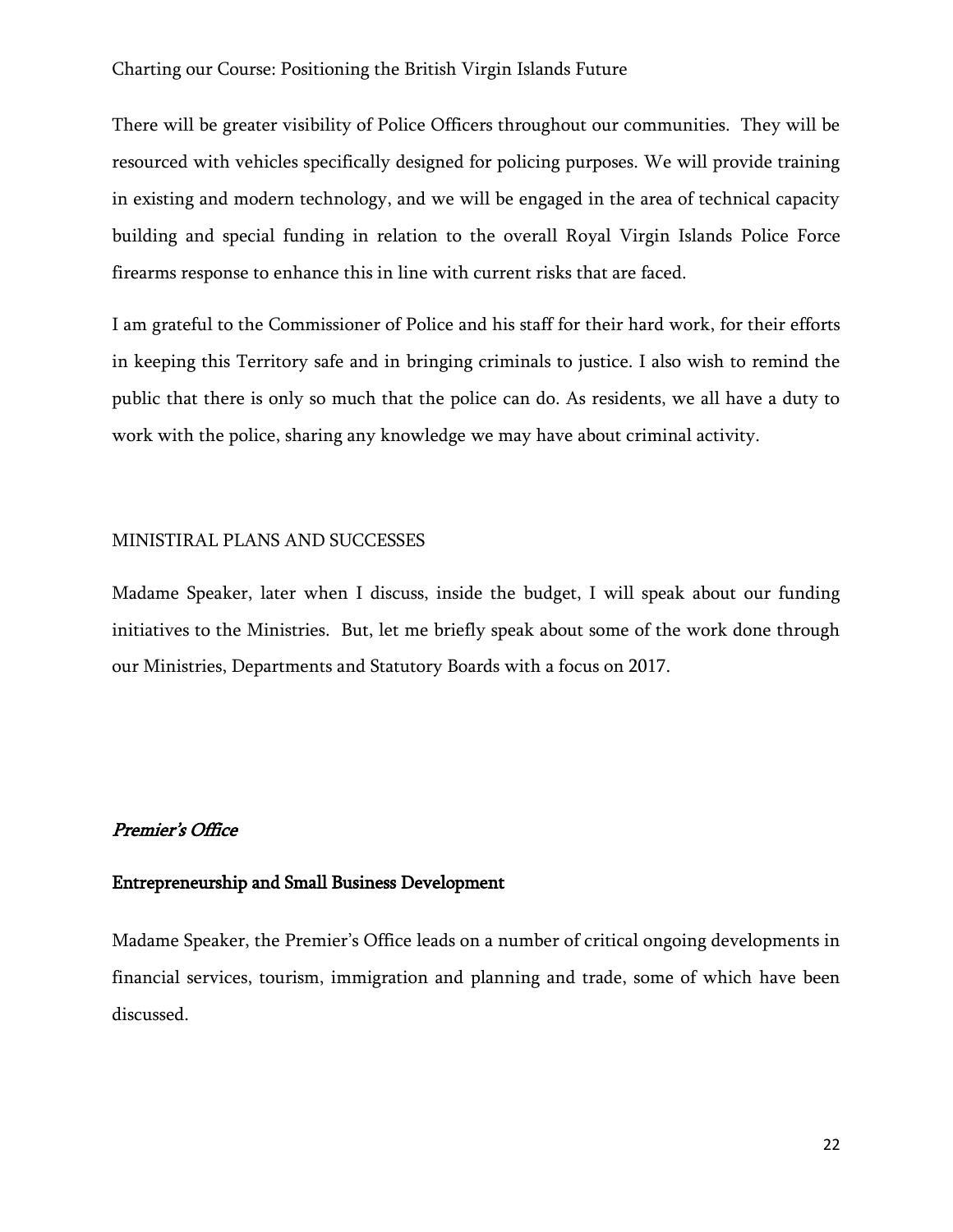There will be greater visibility of Police Officers throughout our communities.  They will be resourced with vehicles specifically designed for policing purposes. We will provide training in existing and modern technology, and we will be engaged in the area of technical capacity building and special funding in relation to the overall Royal Virgin Islands Police Force firearms response to enhance this in line with current risks that are faced.

I am grateful to the Commissioner of Police and his staff for their hard work, for their efforts in keeping this Territory safe and in bringing criminals to justice. I also wish to remind the public that there is only so much that the police can do. As residents, we all have a duty to work with the police, sharing any knowledge we may have about criminal activity.

## MINISTIRAL PLANS AND SUCCESSES

Madame Speaker, later when I discuss, inside the budget, I will speak about our funding initiatives to the Ministries.  But, let me briefly speak about some of the work done through our Ministries, Departments and Statutory Boards with a focus on 2017.

### *Premier's Office*

#### **Entrepreneurship and Small Business Development**

Madame Speaker, the Premier's Office leads on a number of critical ongoing developments in financial services, tourism, immigration and planning and trade, some of which have been discussed.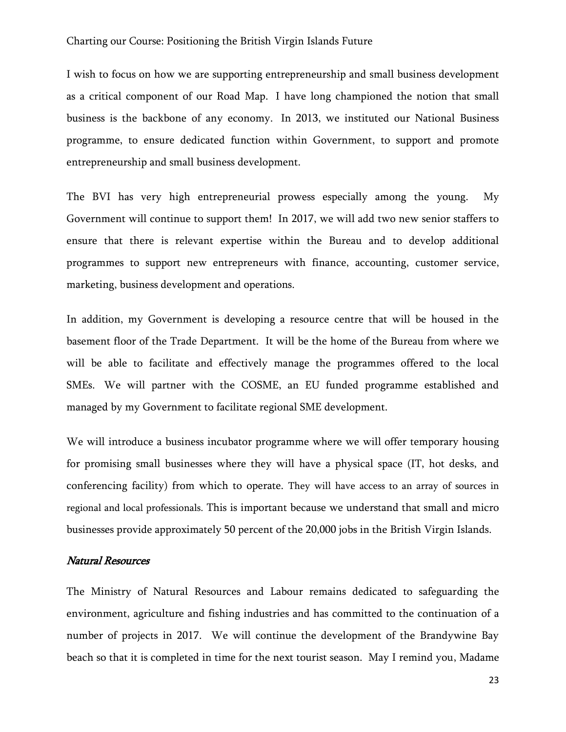I wish to focus on how we are supporting entrepreneurship and small business development as a critical component of our Road Map. I have long championed the notion that small business is the backbone of any economy. In 2013, we instituted our National Business programme, to ensure dedicated function within Government, to support and promote entrepreneurship and small business development.

The BVI has very high entrepreneurial prowess especially among the young. My Government will continue to support them! In 2017, we will add two new senior staffers to ensure that there is relevant expertise within the Bureau and to develop additional programmes to support new entrepreneurs with finance, accounting, customer service, marketing, business development and operations.

In addition, my Government is developing a resource centre that will be housed in the basement floor of the Trade Department. It will be the home of the Bureau from where we will be able to facilitate and effectively manage the programmes offered to the local SMEs. We will partner with the COSME, an EU funded programme established and managed by my Government to facilitate regional SME development.

We will introduce a business incubator programme where we will offer temporary housing for promising small businesses where they will have a physical space (IT, hot desks, and conferencing facility) from which to operate. They will have access to an array of sources in regional and local professionals. This is important because we understand that small and micro businesses provide approximately 50 percent of the 20,000 jobs in the British Virgin Islands.

### *Natural Resources*

The Ministry of Natural Resources and Labour remains dedicated to safeguarding the environment, agriculture and fishing industries and has committed to the continuation of a number of projects in 2017. We will continue the development of the Brandywine Bay beach so that it is completed in time for the next tourist season. May I remind you, Madame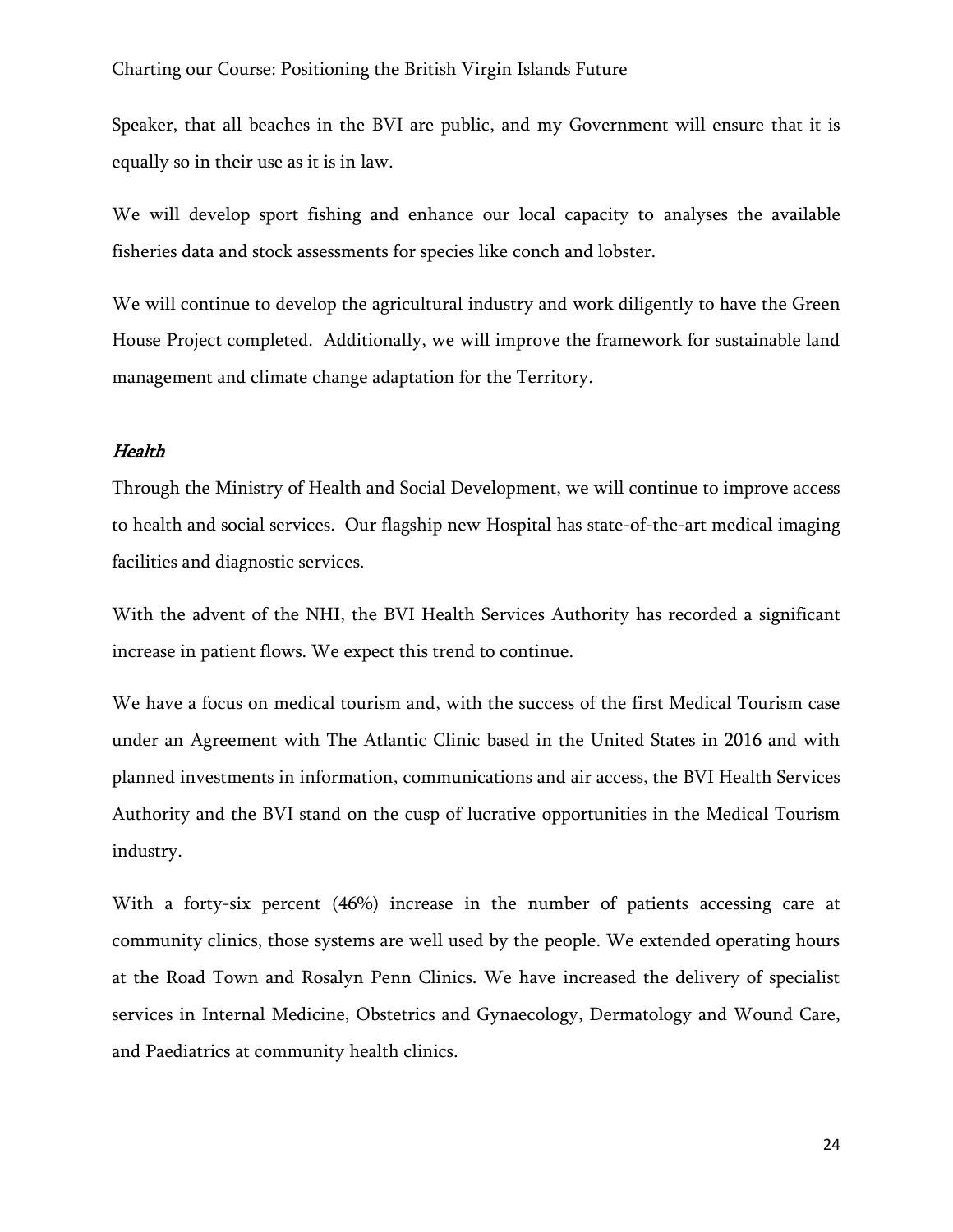Speaker, that all beaches in the BVI are public, and my Government will ensure that it is equally so in their use as it is in law.

We will develop sport fishing and enhance our local capacity to analyses the available fisheries data and stock assessments for species like conch and lobster.

We will continue to develop the agricultural industry and work diligently to have the Green House Project completed. Additionally, we will improve the framework for sustainable land management and climate change adaptation for the Territory.

### *Health*

Through the Ministry of Health and Social Development, we will continue to improve access to health and social services. Our flagship new Hospital has state-of-the-art medical imaging facilities and diagnostic services.

With the advent of the NHI, the BVI Health Services Authority has recorded a significant increase in patient flows. We expect this trend to continue.

We have a focus on medical tourism and, with the success of the first Medical Tourism case under an Agreement with The Atlantic Clinic based in the United States in 2016 and with planned investments in information, communications and air access, the BVI Health Services Authority and the BVI stand on the cusp of lucrative opportunities in the Medical Tourism industry.

With a forty-six percent (46%) increase in the number of patients accessing care at community clinics, those systems are well used by the people. We extended operating hours at the Road Town and Rosalyn Penn Clinics. We have increased the delivery of specialist services in Internal Medicine, Obstetrics and Gynaecology, Dermatology and Wound Care, and Paediatrics at community health clinics.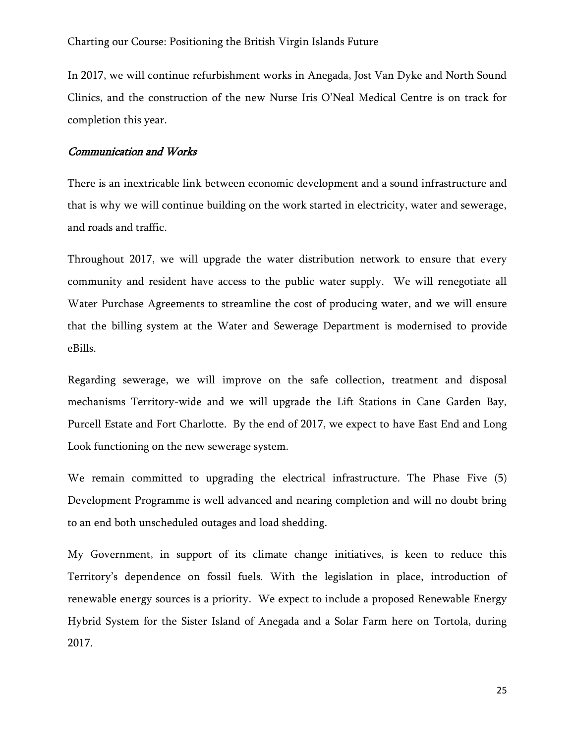In 2017, we will continue refurbishment works in Anegada, Jost Van Dyke and North Sound Clinics, and the construction of the new Nurse Iris O'Neal Medical Centre is on track for completion this year.

### *Communication and Works*

There is an inextricable link between economic development and a sound infrastructure and that is why we will continue building on the work started in electricity, water and sewerage, and roads and traffic.

Throughout 2017, we will upgrade the water distribution network to ensure that every community and resident have access to the public water supply. We will renegotiate all Water Purchase Agreements to streamline the cost of producing water, and we will ensure that the billing system at the Water and Sewerage Department is modernised to provide eBills.

Regarding sewerage, we will improve on the safe collection, treatment and disposal mechanisms Territory-wide and we will upgrade the Lift Stations in Cane Garden Bay, Purcell Estate and Fort Charlotte. By the end of 2017, we expect to have East End and Long Look functioning on the new sewerage system.

We remain committed to upgrading the electrical infrastructure. The Phase Five (5) Development Programme is well advanced and nearing completion and will no doubt bring to an end both unscheduled outages and load shedding.

My Government, in support of its climate change initiatives, is keen to reduce this Territory's dependence on fossil fuels. With the legislation in place, introduction of renewable energy sources is a priority. We expect to include a proposed Renewable Energy Hybrid System for the Sister Island of Anegada and a Solar Farm here on Tortola, during 2017.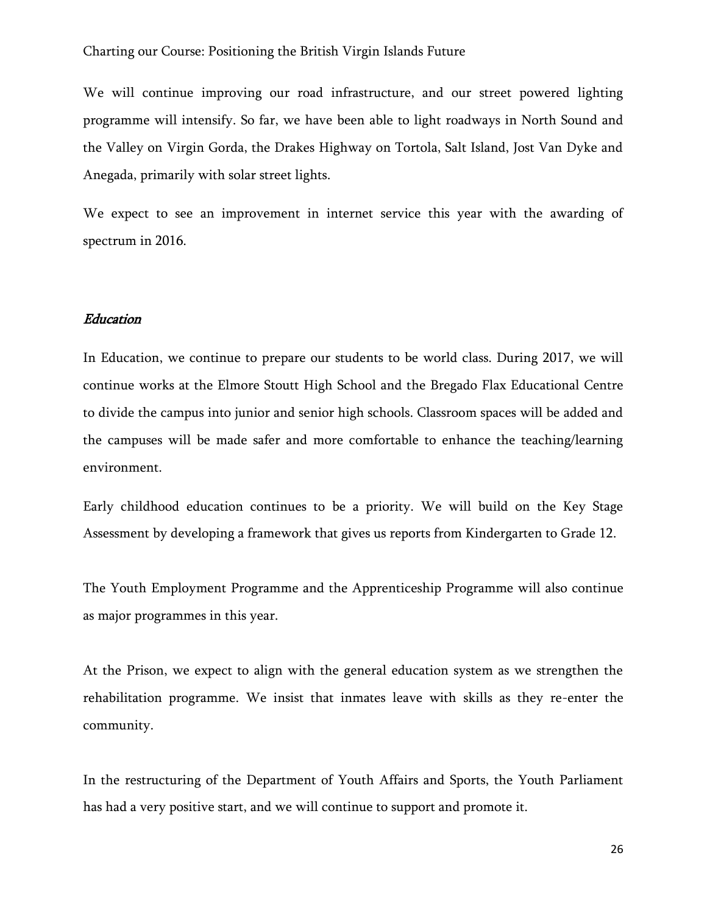We will continue improving our road infrastructure, and our street powered lighting programme will intensify. So far, we have been able to light roadways in North Sound and the Valley on Virgin Gorda, the Drakes Highway on Tortola, Salt Island, Jost Van Dyke and Anegada, primarily with solar street lights.

We expect to see an improvement in internet service this year with the awarding of spectrum in 2016.

## *Education*

In Education, we continue to prepare our students to be world class. During 2017, we will continue works at the Elmore Stoutt High School and the Bregado Flax Educational Centre to divide the campus into junior and senior high schools. Classroom spaces will be added and the campuses will be made safer and more comfortable to enhance the teaching/learning environment.

Early childhood education continues to be a priority. We will build on the Key Stage Assessment by developing a framework that gives us reports from Kindergarten to Grade 12.

The Youth Employment Programme and the Apprenticeship Programme will also continue as major programmes in this year.

At the Prison, we expect to align with the general education system as we strengthen the rehabilitation programme. We insist that inmates leave with skills as they re-enter the community.

In the restructuring of the Department of Youth Affairs and Sports, the Youth Parliament has had a very positive start, and we will continue to support and promote it.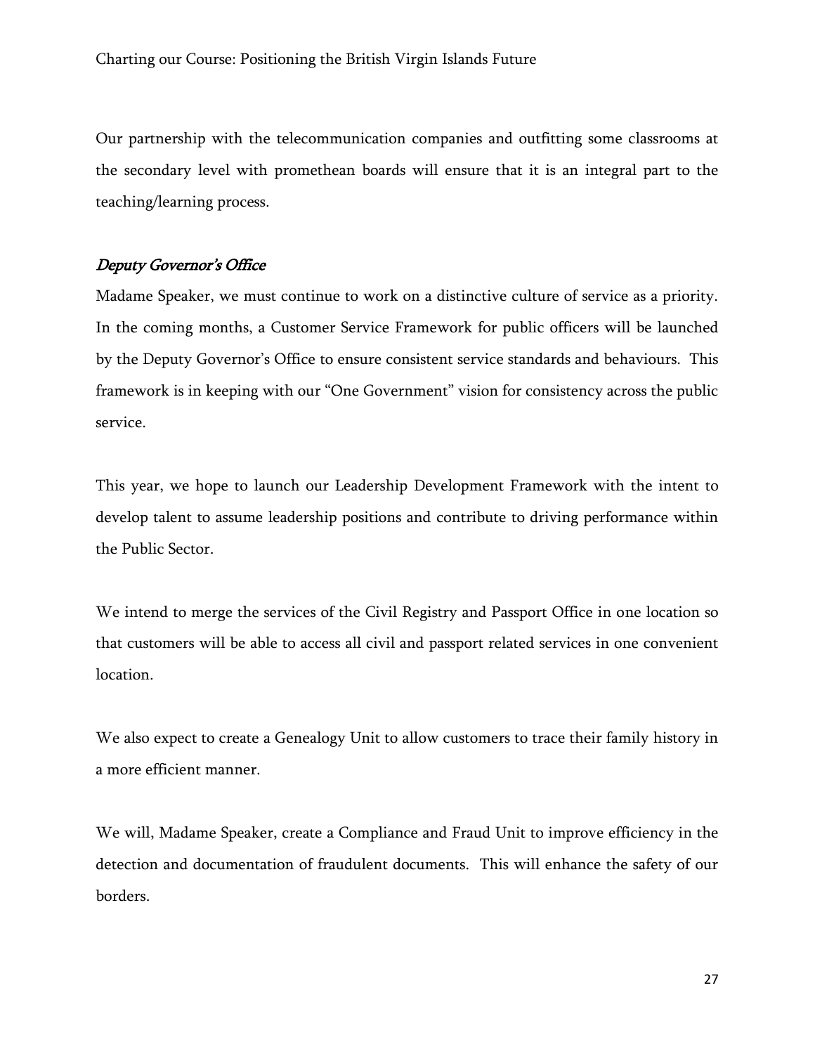Our partnership with the telecommunication companies and outfitting some classrooms at the secondary level with promethean boards will ensure that it is an integral part to the teaching/learning process.

### *Deputy Governor's Office*

Madame Speaker, we must continue to work on a distinctive culture of service as a priority. In the coming months, a Customer Service Framework for public officers will be launched by the Deputy Governor's Office to ensure consistent service standards and behaviours. This framework is in keeping with our "One Government" vision for consistency across the public service.

This year, we hope to launch our Leadership Development Framework with the intent to develop talent to assume leadership positions and contribute to driving performance within the Public Sector.

We intend to merge the services of the Civil Registry and Passport Office in one location so that customers will be able to access all civil and passport related services in one convenient location.

We also expect to create a Genealogy Unit to allow customers to trace their family history in a more efficient manner.

We will, Madame Speaker, create a Compliance and Fraud Unit to improve efficiency in the detection and documentation of fraudulent documents. This will enhance the safety of our borders.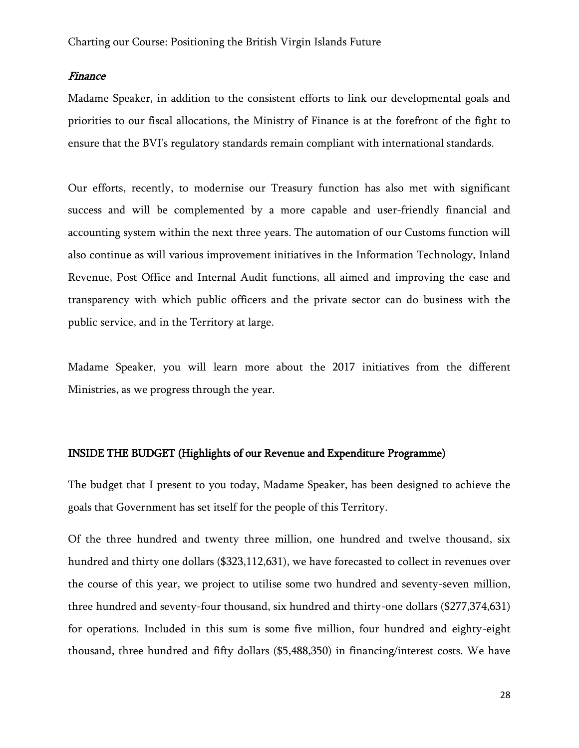### *Finance*

Madame Speaker, in addition to the consistent efforts to link our developmental goals and priorities to our fiscal allocations, the Ministry of Finance is at the forefront of the fight to ensure that the BVI's regulatory standards remain compliant with international standards.

Our efforts, recently, to modernise our Treasury function has also met with significant success and will be complemented by a more capable and user-friendly financial and accounting system within the next three years. The automation of our Customs function will also continue as will various improvement initiatives in the Information Technology, Inland Revenue, Post Office and Internal Audit functions, all aimed and improving the ease and transparency with which public officers and the private sector can do business with the public service, and in the Territory at large.

Madame Speaker, you will learn more about the 2017 initiatives from the different Ministries, as we progress through the year.

## INSIDE THE BUDGET (Highlights of our Revenue and Expenditure Programme)

The budget that I present to you today, Madame Speaker, has been designed to achieve the goals that Government has set itself for the people of this Territory.

Of the three hundred and twenty three million, one hundred and twelve thousand, six hundred and thirty one dollars ($323,112,631), we have forecasted to collect in revenues over the course of this year, we project to utilise some two hundred and seventy-seven million, three hundred and seventy-four thousand, six hundred and thirty-one dollars ($277,374,631) for operations. Included in this sum is some five million, four hundred and eighty-eight thousand, three hundred and fifty dollars ($5,488,350) in financing/interest costs. We have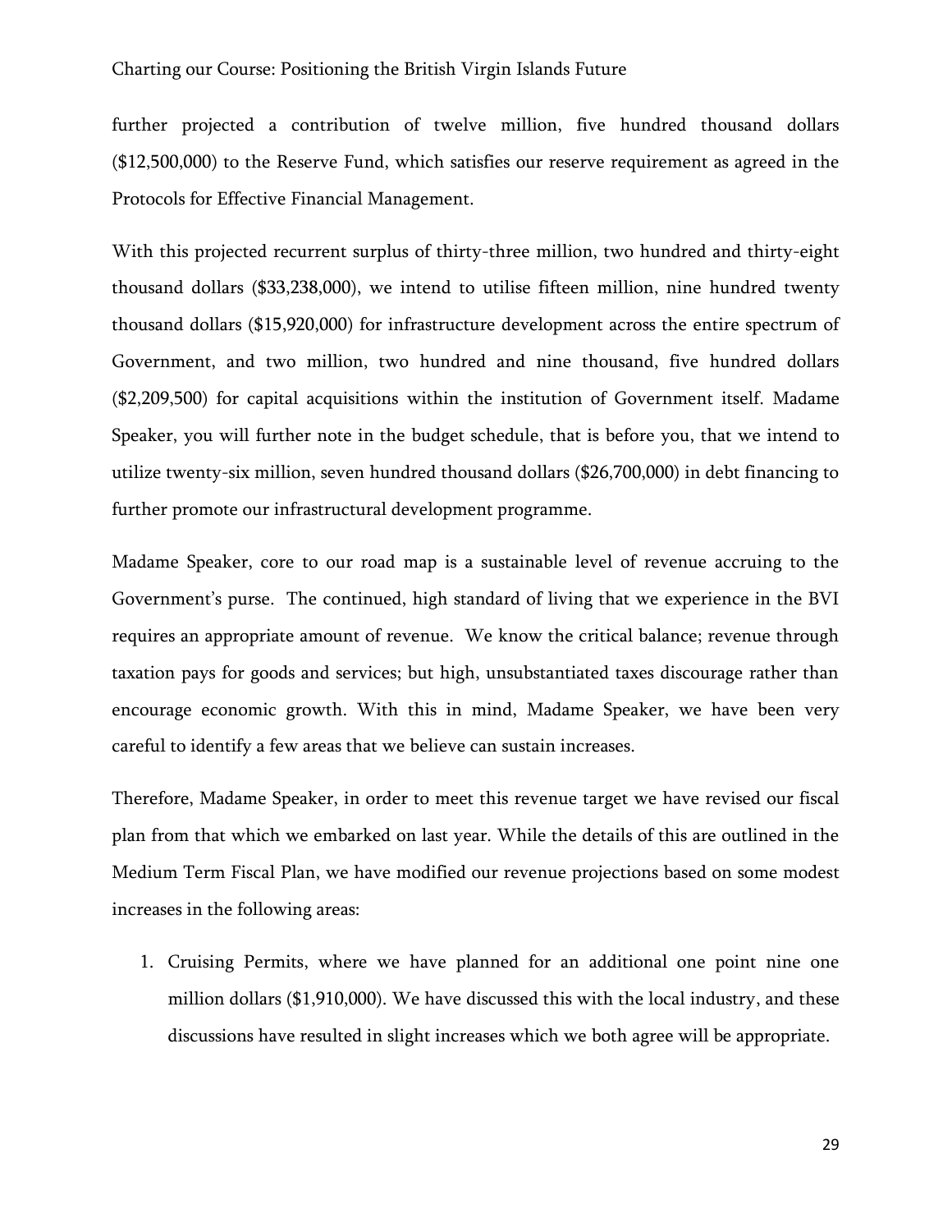further projected a contribution of twelve million, five hundred thousand dollars ($12,500,000) to the Reserve Fund, which satisfies our reserve requirement as agreed in the Protocols for Effective Financial Management.

With this projected recurrent surplus of thirty-three million, two hundred and thirty-eight thousand dollars ($33,238,000), we intend to utilise fifteen million, nine hundred twenty thousand dollars ($15,920,000) for infrastructure development across the entire spectrum of Government, and two million, two hundred and nine thousand, five hundred dollars ($2,209,500) for capital acquisitions within the institution of Government itself. Madame Speaker, you will further note in the budget schedule, that is before you, that we intend to utilize twenty-six million, seven hundred thousand dollars ($26,700,000) in debt financing to further promote our infrastructural development programme.

Madame Speaker, core to our road map is a sustainable level of revenue accruing to the Government's purse. The continued, high standard of living that we experience in the BVI requires an appropriate amount of revenue. We know the critical balance; revenue through taxation pays for goods and services; but high, unsubstantiated taxes discourage rather than encourage economic growth. With this in mind, Madame Speaker, we have been very careful to identify a few areas that we believe can sustain increases.

Therefore, Madame Speaker, in order to meet this revenue target we have revised our fiscal plan from that which we embarked on last year. While the details of this are outlined in the Medium Term Fiscal Plan, we have modified our revenue projections based on some modest increases in the following areas:

1. Cruising Permits, where we have planned for an additional one point nine one million dollars ($1,910,000). We have discussed this with the local industry, and these discussions have resulted in slight increases which we both agree will be appropriate.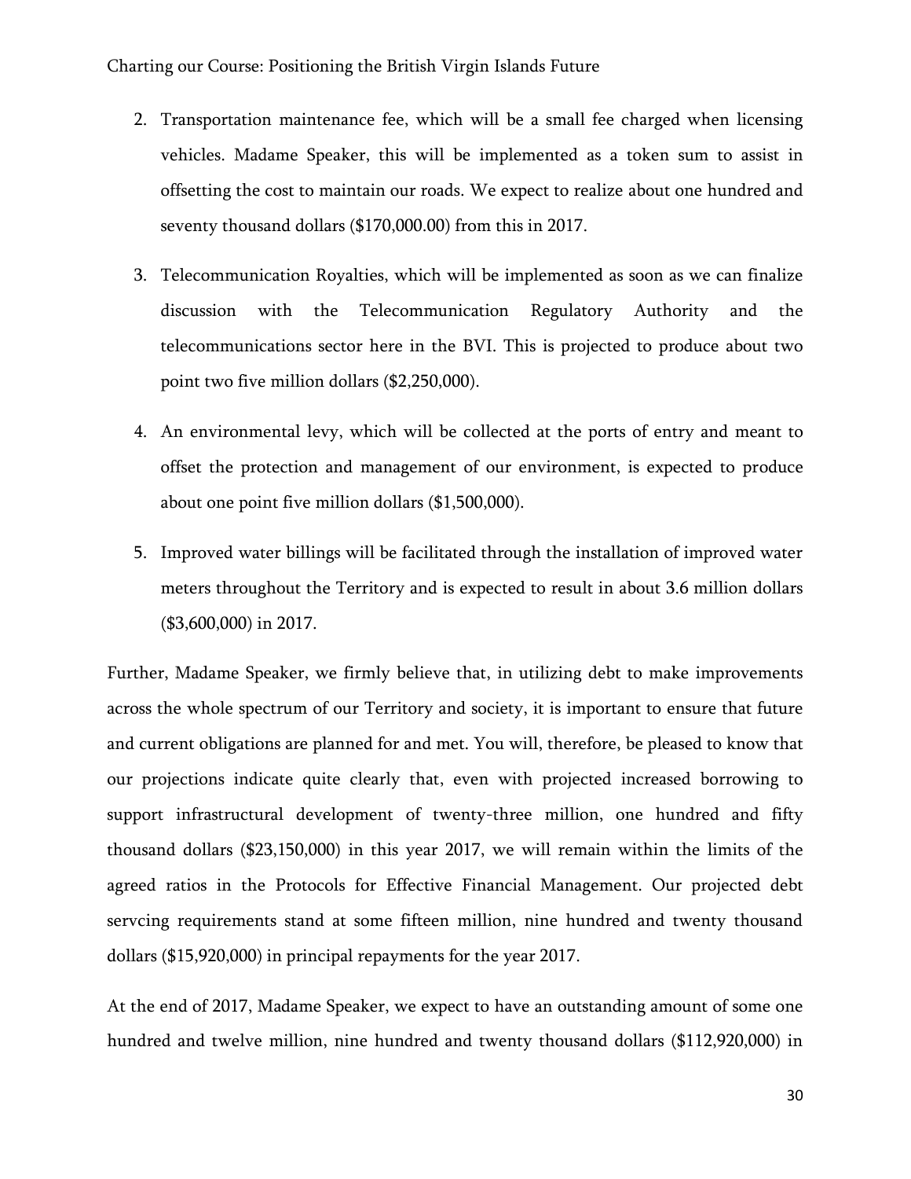2. Transportation maintenance fee, which will be a small fee charged when licensing vehicles. Madame Speaker, this will be implemented as a token sum to assist in offsetting the cost to maintain our roads. We expect to realize about one hundred and seventy thousand dollars ($170,000.00) from this in 2017.

3. Telecommunication Royalties, which will be implemented as soon as we can finalize discussion with the Telecommunication Regulatory Authority and the telecommunications sector here in the BVI. This is projected to produce about two point two five million dollars ($2,250,000).

4. An environmental levy, which will be collected at the ports of entry and meant to offset the protection and management of our environment, is expected to produce about one point five million dollars ($1,500,000).

5. Improved water billings will be facilitated through the installation of improved water meters throughout the Territory and is expected to result in about 3.6 million dollars ($3,600,000) in 2017.

Further, Madame Speaker, we firmly believe that, in utilizing debt to make improvements across the whole spectrum of our Territory and society, it is important to ensure that future and current obligations are planned for and met. You will, therefore, be pleased to know that our projections indicate quite clearly that, even with projected increased borrowing to support infrastructural development of twenty-three million, one hundred and fifty thousand dollars ($23,150,000) in this year 2017, we will remain within the limits of the agreed ratios in the Protocols for Effective Financial Management. Our projected debt servcing requirements stand at some fifteen million, nine hundred and twenty thousand dollars ($15,920,000) in principal repayments for the year 2017.

At the end of 2017, Madame Speaker, we expect to have an outstanding amount of some one hundred and twelve million, nine hundred and twenty thousand dollars ($112,920,000) in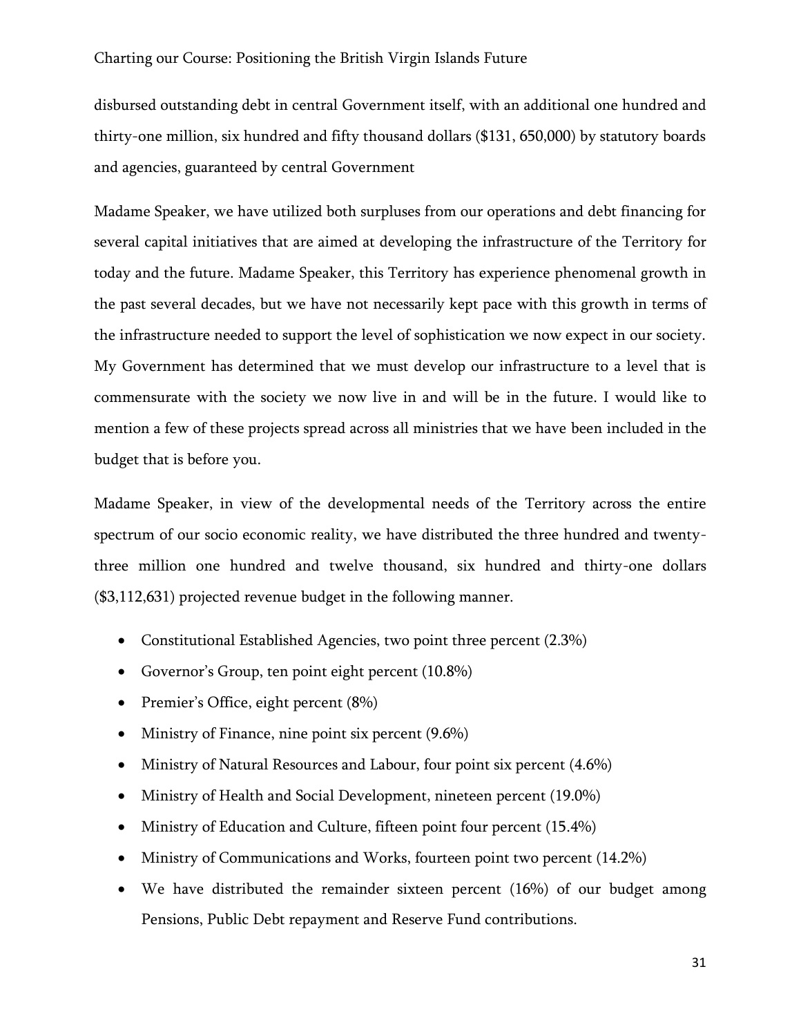disbursed outstanding debt in central Government itself, with an additional one hundred and thirty-one million, six hundred and fifty thousand dollars ($131, 650,000) by statutory boards and agencies, guaranteed by central Government

Madame Speaker, we have utilized both surpluses from our operations and debt financing for several capital initiatives that are aimed at developing the infrastructure of the Territory for today and the future. Madame Speaker, this Territory has experience phenomenal growth in the past several decades, but we have not necessarily kept pace with this growth in terms of the infrastructure needed to support the level of sophistication we now expect in our society. My Government has determined that we must develop our infrastructure to a level that is commensurate with the society we now live in and will be in the future. I would like to mention a few of these projects spread across all ministries that we have been included in the budget that is before you.

Madame Speaker, in view of the developmental needs of the Territory across the entire spectrum of our socio economic reality, we have distributed the three hundred and twenty-three million one hundred and twelve thousand, six hundred and thirty-one dollars ($3,112,631) projected revenue budget in the following manner.

- Constitutional Established Agencies, two point three percent (2.3%)
- Governor's Group, ten point eight percent (10.8%)
- Premier's Office, eight percent (8%)
- Ministry of Finance, nine point six percent (9.6%)
- Ministry of Natural Resources and Labour, four point six percent (4.6%)
- Ministry of Health and Social Development, nineteen percent (19.0%)
- Ministry of Education and Culture, fifteen point four percent (15.4%)
- Ministry of Communications and Works, fourteen point two percent (14.2%)
- We have distributed the remainder sixteen percent (16%) of our budget among Pensions, Public Debt repayment and Reserve Fund contributions.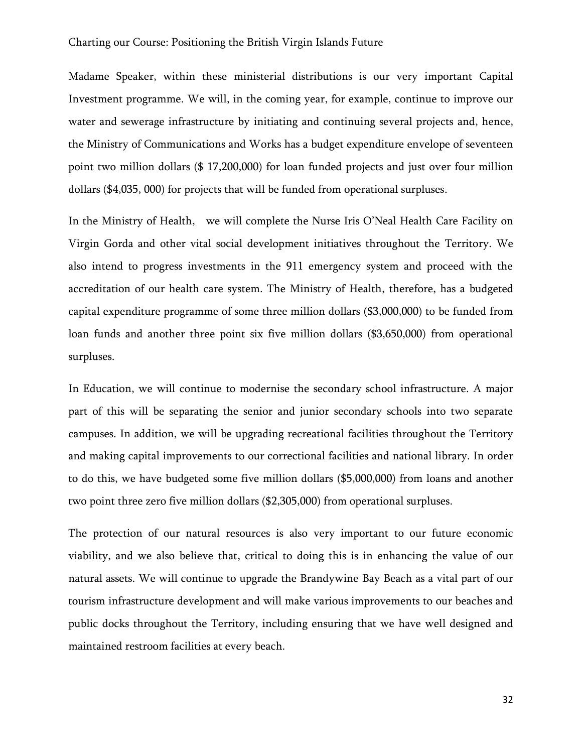Madame Speaker, within these ministerial distributions is our very important Capital Investment programme. We will, in the coming year, for example, continue to improve our water and sewerage infrastructure by initiating and continuing several projects and, hence, the Ministry of Communications and Works has a budget expenditure envelope of seventeen point two million dollars ($ 17,200,000) for loan funded projects and just over four million dollars ($4,035, 000) for projects that will be funded from operational surpluses.

In the Ministry of Health, we will complete the Nurse Iris O'Neal Health Care Facility on Virgin Gorda and other vital social development initiatives throughout the Territory. We also intend to progress investments in the 911 emergency system and proceed with the accreditation of our health care system. The Ministry of Health, therefore, has a budgeted capital expenditure programme of some three million dollars ($3,000,000) to be funded from loan funds and another three point six five million dollars ($3,650,000) from operational surpluses.

In Education, we will continue to modernise the secondary school infrastructure. A major part of this will be separating the senior and junior secondary schools into two separate campuses. In addition, we will be upgrading recreational facilities throughout the Territory and making capital improvements to our correctional facilities and national library. In order to do this, we have budgeted some five million dollars ($5,000,000) from loans and another two point three zero five million dollars ($2,305,000) from operational surpluses.

The protection of our natural resources is also very important to our future economic viability, and we also believe that, critical to doing this is in enhancing the value of our natural assets. We will continue to upgrade the Brandywine Bay Beach as a vital part of our tourism infrastructure development and will make various improvements to our beaches and public docks throughout the Territory, including ensuring that we have well designed and maintained restroom facilities at every beach.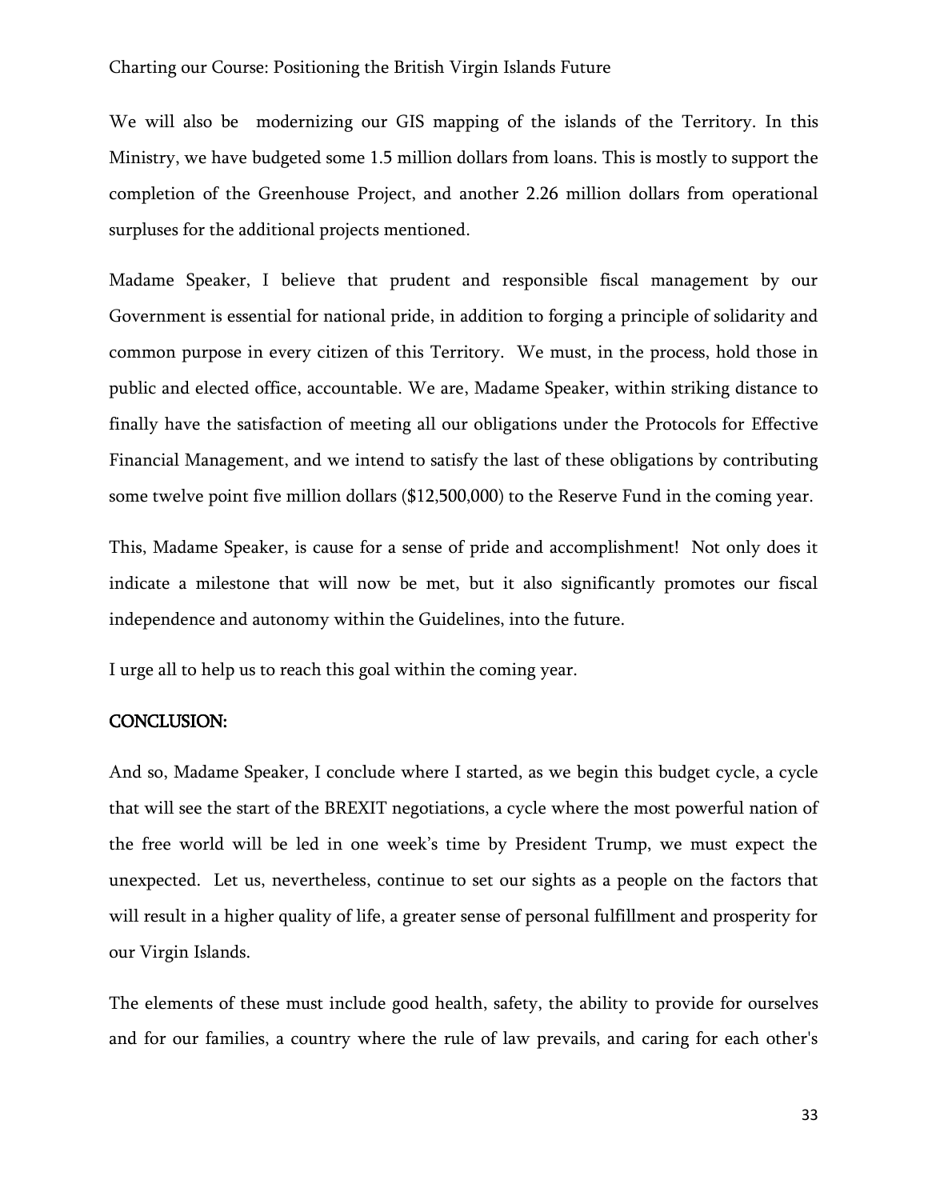We will also be  modernizing our GIS mapping of the islands of the Territory. In this Ministry, we have budgeted some 1.5 million dollars from loans. This is mostly to support the completion of the Greenhouse Project, and another 2.26 million dollars from operational surpluses for the additional projects mentioned.

Madame Speaker, I believe that prudent and responsible fiscal management by our Government is essential for national pride, in addition to forging a principle of solidarity and common purpose in every citizen of this Territory.  We must, in the process, hold those in public and elected office, accountable. We are, Madame Speaker, within striking distance to finally have the satisfaction of meeting all our obligations under the Protocols for Effective Financial Management, and we intend to satisfy the last of these obligations by contributing some twelve point five million dollars ($12,500,000) to the Reserve Fund in the coming year.

This, Madame Speaker, is cause for a sense of pride and accomplishment!  Not only does it indicate a milestone that will now be met, but it also significantly promotes our fiscal independence and autonomy within the Guidelines, into the future.

I urge all to help us to reach this goal within the coming year.

## CONCLUSION:

And so, Madame Speaker, I conclude where I started, as we begin this budget cycle, a cycle that will see the start of the BREXIT negotiations, a cycle where the most powerful nation of the free world will be led in one week's time by President Trump, we must expect the unexpected.  Let us, nevertheless, continue to set our sights as a people on the factors that will result in a higher quality of life, a greater sense of personal fulfillment and prosperity for our Virgin Islands.

The elements of these must include good health, safety, the ability to provide for ourselves and for our families, a country where the rule of law prevails, and caring for each other's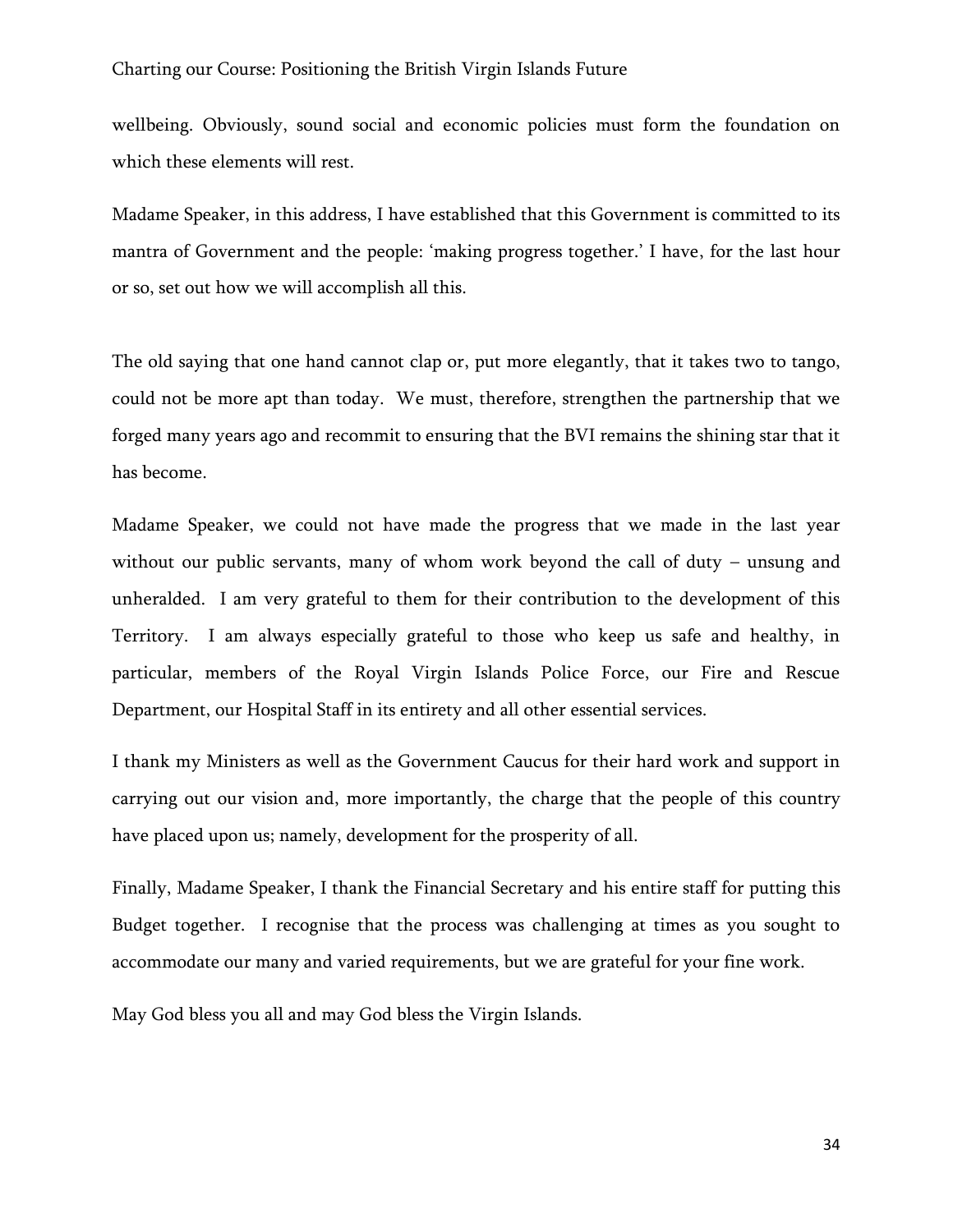wellbeing. Obviously, sound social and economic policies must form the foundation on which these elements will rest.

Madame Speaker, in this address, I have established that this Government is committed to its mantra of Government and the people: 'making progress together.' I have, for the last hour or so, set out how we will accomplish all this.

The old saying that one hand cannot clap or, put more elegantly, that it takes two to tango, could not be more apt than today. We must, therefore, strengthen the partnership that we forged many years ago and recommit to ensuring that the BVI remains the shining star that it has become.

Madame Speaker, we could not have made the progress that we made in the last year without our public servants, many of whom work beyond the call of duty – unsung and unheralded. I am very grateful to them for their contribution to the development of this Territory. I am always especially grateful to those who keep us safe and healthy, in particular, members of the Royal Virgin Islands Police Force, our Fire and Rescue Department, our Hospital Staff in its entirety and all other essential services.

I thank my Ministers as well as the Government Caucus for their hard work and support in carrying out our vision and, more importantly, the charge that the people of this country have placed upon us; namely, development for the prosperity of all.

Finally, Madame Speaker, I thank the Financial Secretary and his entire staff for putting this Budget together. I recognise that the process was challenging at times as you sought to accommodate our many and varied requirements, but we are grateful for your fine work.

May God bless you all and may God bless the Virgin Islands.